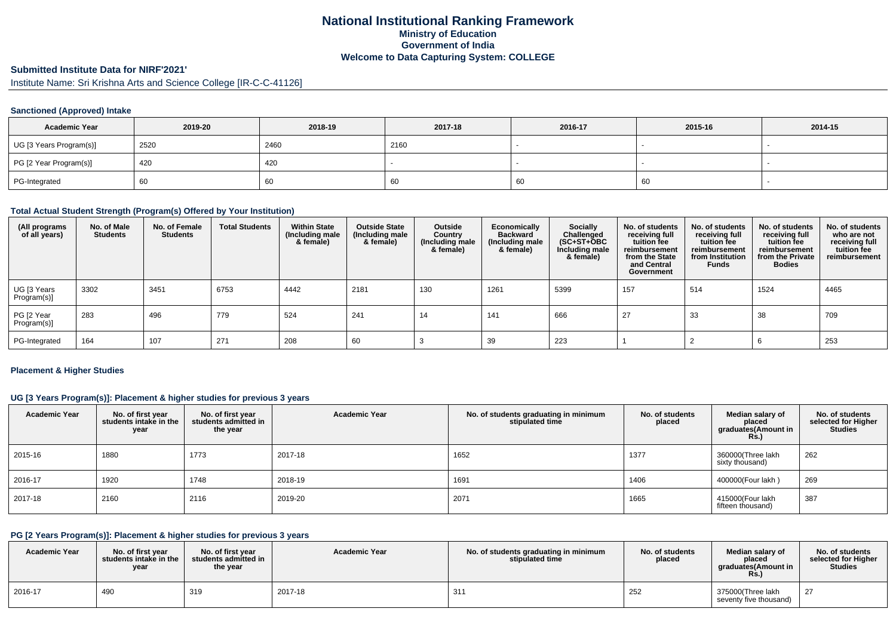# National Institutional Ranking Framework
## Ministry of Education
## Government of India
## Welcome to Data Capturing System: COLLEGE

### Submitted Institute Data for NIRF'2021'

Institute Name: Sri Krishna Arts and Science College [IR-C-C-41126]

#### Sanctioned (Approved) Intake

| Academic Year | 2019-20 | 2018-19 | 2017-18 | 2016-17 | 2015-16 | 2014-15 |
|---|---|---|---|---|---|---|
| UG [3 Years Program(s)] | 2520 | 2460 | 2160 | - | - | - |
| PG [2 Year Program(s)] | 420 | 420 | - | - | - | - |
| PG-Integrated | 60 | 60 | 60 | 60 | 60 | - |

#### Total Actual Student Strength (Program(s) Offered by Your Institution)

| (All programs of all years) | No. of Male Students | No. of Female Students | Total Students | Within State (Including male & female) | Outside State (Including male & female) | Outside Country (Including male & female) | Economically Backward (Including male & female) | Socially Challenged (SC+ST+OBC Including male & female) | No. of students receiving full tuition fee reimbursement from the State and Central Government | No. of students receiving full tuition fee reimbursement from Institution Funds | No. of students receiving full tuition fee reimbursement from the Private Bodies | No. of students who are not receiving full tuition fee reimbursement |
|---|---|---|---|---|---|---|---|---|---|---|---|---|
| UG [3 Years Program(s)] | 3302 | 3451 | 6753 | 4442 | 2181 | 130 | 1261 | 5399 | 157 | 514 | 1524 | 4465 |
| PG [2 Year Program(s)] | 283 | 496 | 779 | 524 | 241 | 14 | 141 | 666 | 27 | 33 | 38 | 709 |
| PG-Integrated | 164 | 107 | 271 | 208 | 60 | 3 | 39 | 223 | 1 | 2 | 6 | 253 |

#### Placement & Higher Studies

#### UG [3 Years Program(s)]: Placement & higher studies for previous 3 years

| Academic Year | No. of first year students intake in the year | No. of first year students admitted in the year | Academic Year | No. of students graduating in minimum stipulated time | No. of students placed | Median salary of placed graduates(Amount in Rs.) | No. of students selected for Higher Studies |
|---|---|---|---|---|---|---|---|
| 2015-16 | 1880 | 1773 | 2017-18 | 1652 | 1377 | 360000(Three lakh sixty thousand) | 262 |
| 2016-17 | 1920 | 1748 | 2018-19 | 1691 | 1406 | 400000(Four lakh ) | 269 |
| 2017-18 | 2160 | 2116 | 2019-20 | 2071 | 1665 | 415000(Four lakh fifteen thousand) | 387 |

#### PG [2 Years Program(s)]: Placement & higher studies for previous 3 years

| Academic Year | No. of first year students intake in the year | No. of first year students admitted in the year | Academic Year | No. of students graduating in minimum stipulated time | No. of students placed | Median salary of placed graduates(Amount in Rs.) | No. of students selected for Higher Studies |
|---|---|---|---|---|---|---|---|
| 2016-17 | 490 | 319 | 2017-18 | 311 | 252 | 375000(Three lakh seventy five thousand) | 27 |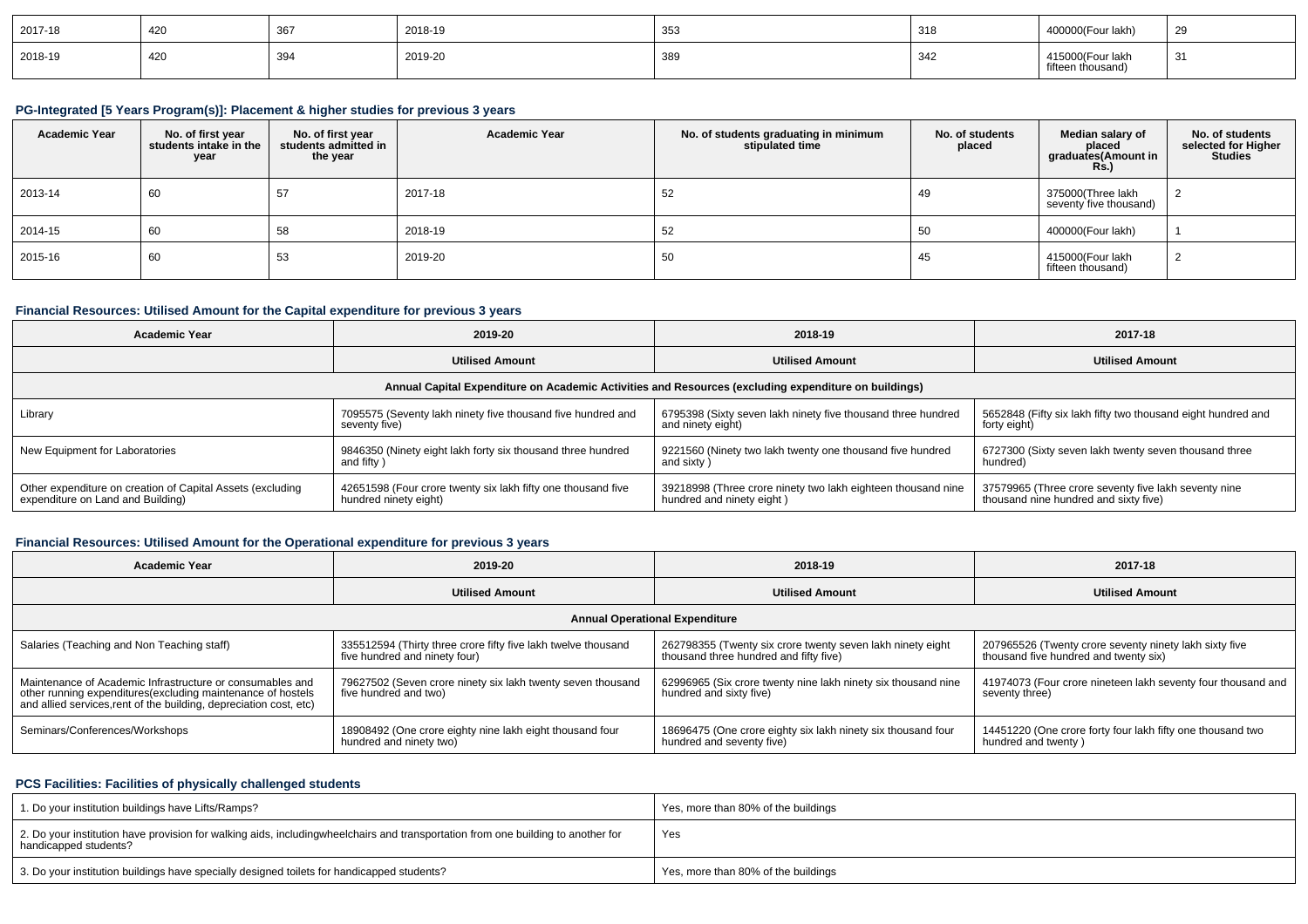| 2017-18 | 420 | 367 | 2018-19 | 353 | 318 | 400000(Four lakh) | 29 |
|---|---|---|---|---|---|---|---|
| 2018-19 | 420 | 394 | 2019-20 | 389 | 342 | 415000(Four lakh fifteen thousand) | 31 |

### PG-Integrated [5 Years Program(s)]: Placement & higher studies for previous 3 years

| Academic Year | No. of first year students intake in the year | No. of first year students admitted in the year | Academic Year | No. of students graduating in minimum stipulated time | No. of students placed | Median salary of placed graduates(Amount in Rs.) | No. of students selected for Higher Studies |
|---|---|---|---|---|---|---|---|
| 2013-14 | 60 | 57 | 2017-18 | 52 | 49 | 375000(Three lakh seventy five thousand) | 2 |
| 2014-15 | 60 | 58 | 2018-19 | 52 | 50 | 400000(Four lakh) | 1 |
| 2015-16 | 60 | 53 | 2019-20 | 50 | 45 | 415000(Four lakh fifteen thousand) | 2 |

### Financial Resources: Utilised Amount for the Capital expenditure for previous 3 years

| Academic Year | 2019-20 | 2018-19 | 2017-18 |
|---|---|---|---|
| | Utilised Amount | Utilised Amount | Utilised Amount |
| Annual Capital Expenditure on Academic Activities and Resources (excluding expenditure on buildings) | | | |
| Library | 7095575 (Seventy lakh ninety five thousand five hundred and seventy five) | 6795398 (Sixty seven lakh ninety five thousand three hundred and ninety eight) | 5652848 (Fifty six lakh fifty two thousand eight hundred and forty eight) |
| New Equipment for Laboratories | 9846350 (Ninety eight lakh forty six thousand three hundred and fifty ) | 9221560 (Ninety two lakh twenty one thousand five hundred and sixty ) | 6727300 (Sixty seven lakh twenty seven thousand three hundred) |
| Other expenditure on creation of Capital Assets (excluding expenditure on Land and Building) | 42651598 (Four crore twenty six lakh fifty one thousand five hundred ninety eight) | 39218998 (Three crore ninety two lakh eighteen thousand nine hundred and ninety eight ) | 37579965 (Three crore seventy five lakh seventy nine thousand nine hundred and sixty five) |

### Financial Resources: Utilised Amount for the Operational expenditure for previous 3 years

| Academic Year | 2019-20 | 2018-19 | 2017-18 |
|---|---|---|---|
| | Utilised Amount | Utilised Amount | Utilised Amount |
| Annual Operational Expenditure | | | |
| Salaries (Teaching and Non Teaching staff) | 335512594 (Thirty three crore fifty five lakh twelve thousand five hundred and ninety four) | 262798355 (Twenty six crore twenty seven lakh ninety eight thousand three hundred and fifty five) | 207965526 (Twenty crore seventy nine lakh sixty five thousand five hundred and twenty six) |
| Maintenance of Academic Infrastructure or consumables and other running expenditures(excluding maintenance of hostels and allied services,rent of the building, depreciation cost, etc) | 79627502 (Seven crore ninety six lakh twenty seven thousand five hundred and two) | 62996965 (Six crore twenty nine lakh ninety six thousand nine hundred and sixty five) | 41974073 (Four crore nineteen lakh seventy four thousand and seventy three) |
| Seminars/Conferences/Workshops | 18908492 (One crore eighty nine lakh eight thousand four hundred and ninety two) | 18696475 (One crore eighty six lakh ninety six thousand four hundred and seventy five) | 14451220 (One crore forty four lakh fifty one thousand two hundred and twenty ) |

### PCS Facilities: Facilities of physically challenged students

| | |
|---|---|
| 1. Do your institution buildings have Lifts/Ramps? | Yes, more than 80% of the buildings |
| 2. Do your institution have provision for walking aids, includingwheelchairs and transportation from one building to another for handicapped students? | Yes |
| 3. Do your institution buildings have specially designed toilets for handicapped students? | Yes, more than 80% of the buildings |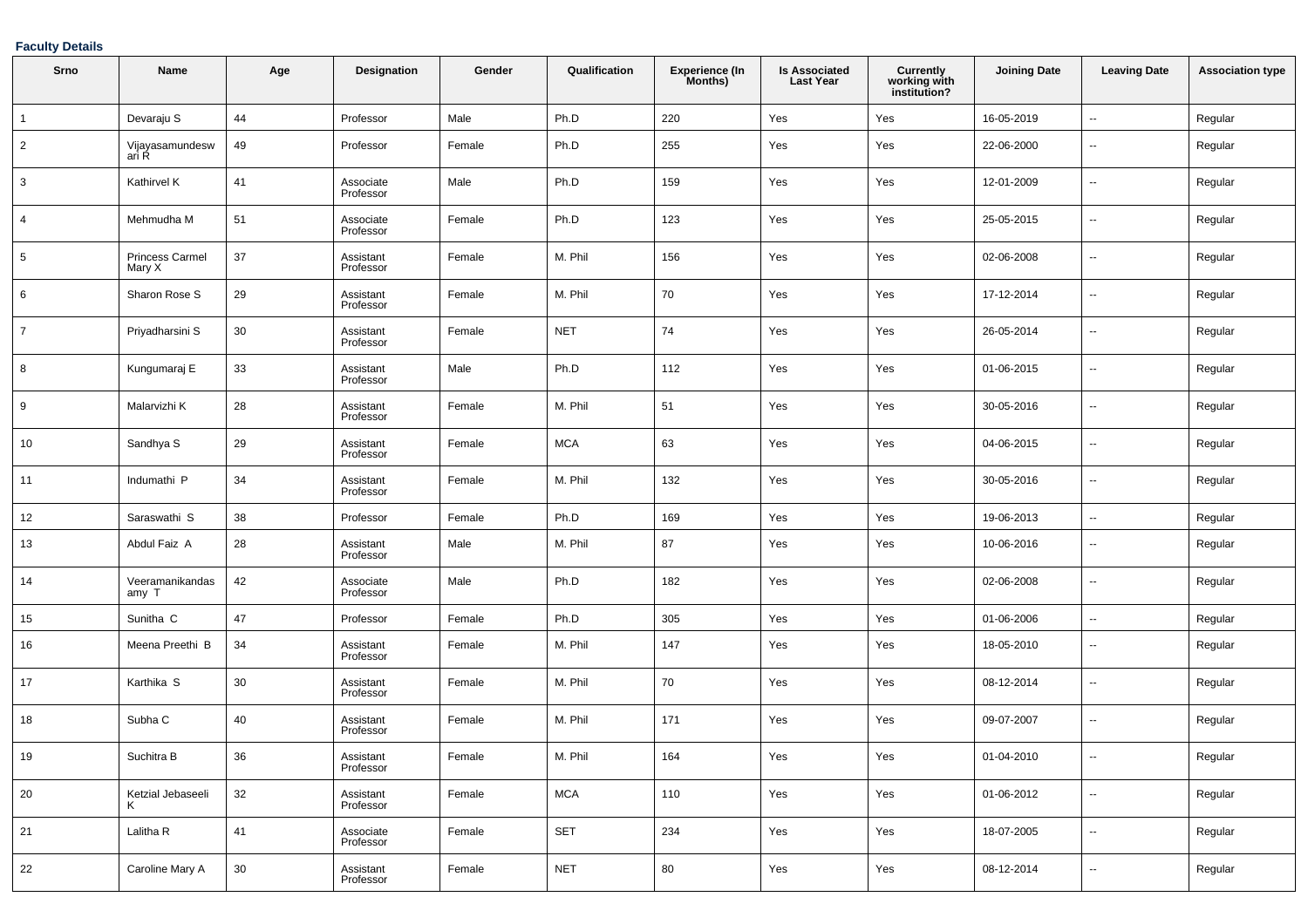**Faculty Details**

| Srno | Name | Age | Designation | Gender | Qualification | Experience (In Months) | Is Associated Last Year | Currently working with institution? | Joining Date | Leaving Date | Association type |
|---|---|---|---|---|---|---|---|---|---|---|---|
| 1 | Devaraju S | 44 | Professor | Male | Ph.D | 220 | Yes | Yes | 16-05-2019 | -- | Regular |
| 2 | Vijayasamundeswari R | 49 | Professor | Female | Ph.D | 255 | Yes | Yes | 22-06-2000 | -- | Regular |
| 3 | Kathirvel K | 41 | Associate Professor | Male | Ph.D | 159 | Yes | Yes | 12-01-2009 | -- | Regular |
| 4 | Mehmudha M | 51 | Associate Professor | Female | Ph.D | 123 | Yes | Yes | 25-05-2015 | -- | Regular |
| 5 | Princess Carmel Mary X | 37 | Assistant Professor | Female | M. Phil | 156 | Yes | Yes | 02-06-2008 | -- | Regular |
| 6 | Sharon Rose S | 29 | Assistant Professor | Female | M. Phil | 70 | Yes | Yes | 17-12-2014 | -- | Regular |
| 7 | Priyadharsini S | 30 | Assistant Professor | Female | NET | 74 | Yes | Yes | 26-05-2014 | -- | Regular |
| 8 | Kungumaraj E | 33 | Assistant Professor | Male | Ph.D | 112 | Yes | Yes | 01-06-2015 | -- | Regular |
| 9 | Malarvizhi K | 28 | Assistant Professor | Female | M. Phil | 51 | Yes | Yes | 30-05-2016 | -- | Regular |
| 10 | Sandhya S | 29 | Assistant Professor | Female | MCA | 63 | Yes | Yes | 04-06-2015 | -- | Regular |
| 11 | Indumathi P | 34 | Assistant Professor | Female | M. Phil | 132 | Yes | Yes | 30-05-2016 | -- | Regular |
| 12 | Saraswathi S | 38 | Professor | Female | Ph.D | 169 | Yes | Yes | 19-06-2013 | -- | Regular |
| 13 | Abdul Faiz A | 28 | Assistant Professor | Male | M. Phil | 87 | Yes | Yes | 10-06-2016 | -- | Regular |
| 14 | Veeramanikandasamy T | 42 | Associate Professor | Male | Ph.D | 182 | Yes | Yes | 02-06-2008 | -- | Regular |
| 15 | Sunitha C | 47 | Professor | Female | Ph.D | 305 | Yes | Yes | 01-06-2006 | -- | Regular |
| 16 | Meena Preethi B | 34 | Assistant Professor | Female | M. Phil | 147 | Yes | Yes | 18-05-2010 | -- | Regular |
| 17 | Karthika S | 30 | Assistant Professor | Female | M. Phil | 70 | Yes | Yes | 08-12-2014 | -- | Regular |
| 18 | Subha C | 40 | Assistant Professor | Female | M. Phil | 171 | Yes | Yes | 09-07-2007 | -- | Regular |
| 19 | Suchitra B | 36 | Assistant Professor | Female | M. Phil | 164 | Yes | Yes | 01-04-2010 | -- | Regular |
| 20 | Ketzial Jebaseeli K | 32 | Assistant Professor | Female | MCA | 110 | Yes | Yes | 01-06-2012 | -- | Regular |
| 21 | Lalitha R | 41 | Associate Professor | Female | SET | 234 | Yes | Yes | 18-07-2005 | -- | Regular |
| 22 | Caroline Mary A | 30 | Assistant Professor | Female | NET | 80 | Yes | Yes | 08-12-2014 | -- | Regular |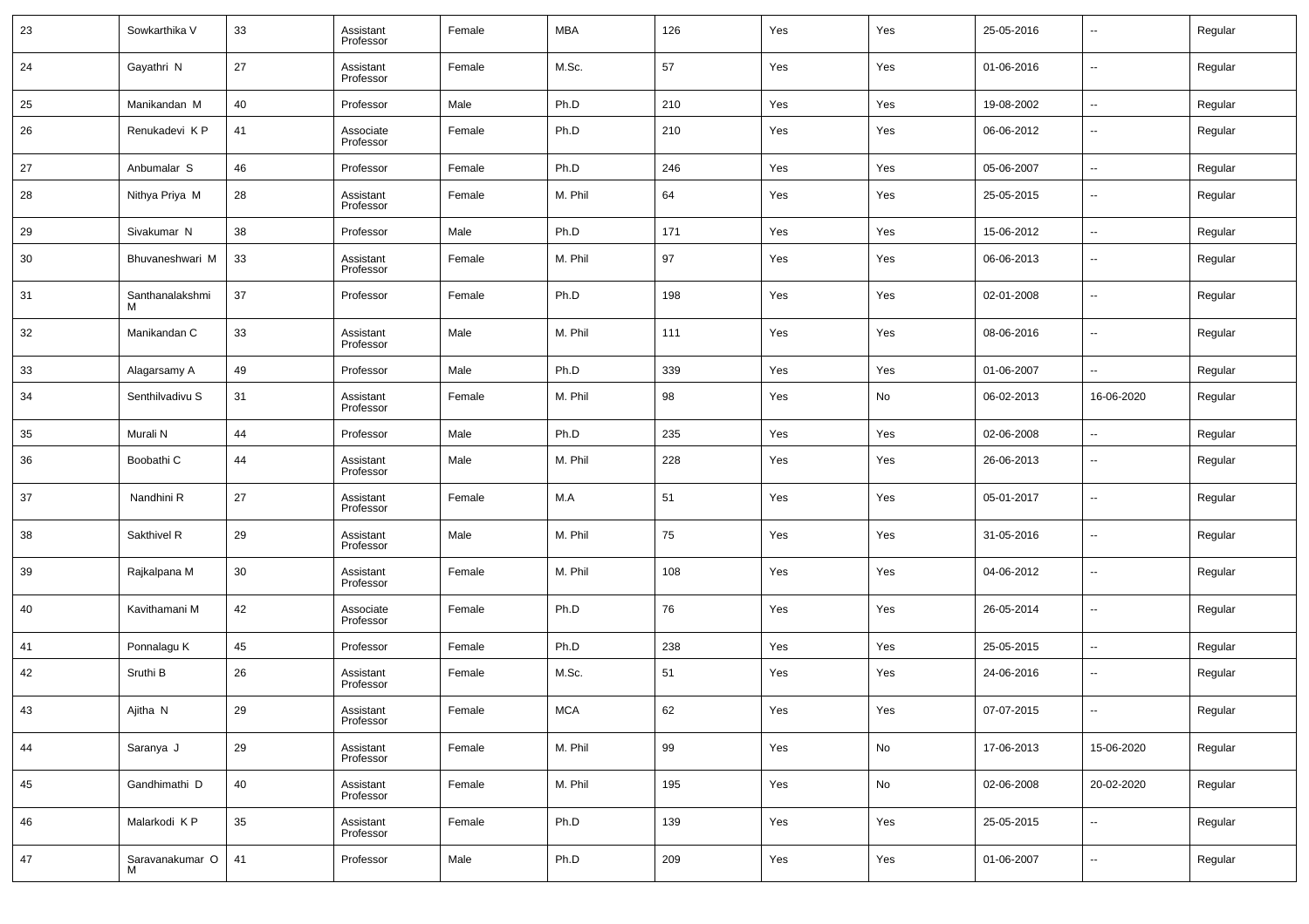| 23 | Sowkarthika V | 33 | Assistant Professor | Female | MBA | 126 | Yes | Yes | 25-05-2016 | -- | Regular |
|---|---|---|---|---|---|---|---|---|---|---|---|
| 24 | Gayathri N | 27 | Assistant Professor | Female | M.Sc. | 57 | Yes | Yes | 01-06-2016 | -- | Regular |
| 25 | Manikandan M | 40 | Professor | Male | Ph.D | 210 | Yes | Yes | 19-08-2002 | -- | Regular |
| 26 | Renukadevi K P | 41 | Associate Professor | Female | Ph.D | 210 | Yes | Yes | 06-06-2012 | -- | Regular |
| 27 | Anbumalar S | 46 | Professor | Female | Ph.D | 246 | Yes | Yes | 05-06-2007 | -- | Regular |
| 28 | Nithya Priya M | 28 | Assistant Professor | Female | M. Phil | 64 | Yes | Yes | 25-05-2015 | -- | Regular |
| 29 | Sivakumar N | 38 | Professor | Male | Ph.D | 171 | Yes | Yes | 15-06-2012 | -- | Regular |
| 30 | Bhuvaneshwari M | 33 | Assistant Professor | Female | M. Phil | 97 | Yes | Yes | 06-06-2013 | -- | Regular |
| 31 | Santhanalakshmi M | 37 | Professor | Female | Ph.D | 198 | Yes | Yes | 02-01-2008 | -- | Regular |
| 32 | Manikandan C | 33 | Assistant Professor | Male | M. Phil | 111 | Yes | Yes | 08-06-2016 | -- | Regular |
| 33 | Alagarsamy A | 49 | Professor | Male | Ph.D | 339 | Yes | Yes | 01-06-2007 | -- | Regular |
| 34 | Senthilvadivu S | 31 | Assistant Professor | Female | M. Phil | 98 | Yes | No | 06-02-2013 | 16-06-2020 | Regular |
| 35 | Murali N | 44 | Professor | Male | Ph.D | 235 | Yes | Yes | 02-06-2008 | -- | Regular |
| 36 | Boobathi C | 44 | Assistant Professor | Male | M. Phil | 228 | Yes | Yes | 26-06-2013 | -- | Regular |
| 37 | Nandhini R | 27 | Assistant Professor | Female | M.A | 51 | Yes | Yes | 05-01-2017 | -- | Regular |
| 38 | Sakthivel R | 29 | Assistant Professor | Male | M. Phil | 75 | Yes | Yes | 31-05-2016 | -- | Regular |
| 39 | Rajkalpana M | 30 | Assistant Professor | Female | M. Phil | 108 | Yes | Yes | 04-06-2012 | -- | Regular |
| 40 | Kavithamani M | 42 | Associate Professor | Female | Ph.D | 76 | Yes | Yes | 26-05-2014 | -- | Regular |
| 41 | Ponnalagu K | 45 | Professor | Female | Ph.D | 238 | Yes | Yes | 25-05-2015 | -- | Regular |
| 42 | Sruthi B | 26 | Assistant Professor | Female | M.Sc. | 51 | Yes | Yes | 24-06-2016 | -- | Regular |
| 43 | Ajitha N | 29 | Assistant Professor | Female | MCA | 62 | Yes | Yes | 07-07-2015 | -- | Regular |
| 44 | Saranya J | 29 | Assistant Professor | Female | M. Phil | 99 | Yes | No | 17-06-2013 | 15-06-2020 | Regular |
| 45 | Gandhimathi D | 40 | Assistant Professor | Female | M. Phil | 195 | Yes | No | 02-06-2008 | 20-02-2020 | Regular |
| 46 | Malarkodi K P | 35 | Assistant Professor | Female | Ph.D | 139 | Yes | Yes | 25-05-2015 | -- | Regular |
| 47 | Saravanakumar O M | 41 | Professor | Male | Ph.D | 209 | Yes | Yes | 01-06-2007 | -- | Regular |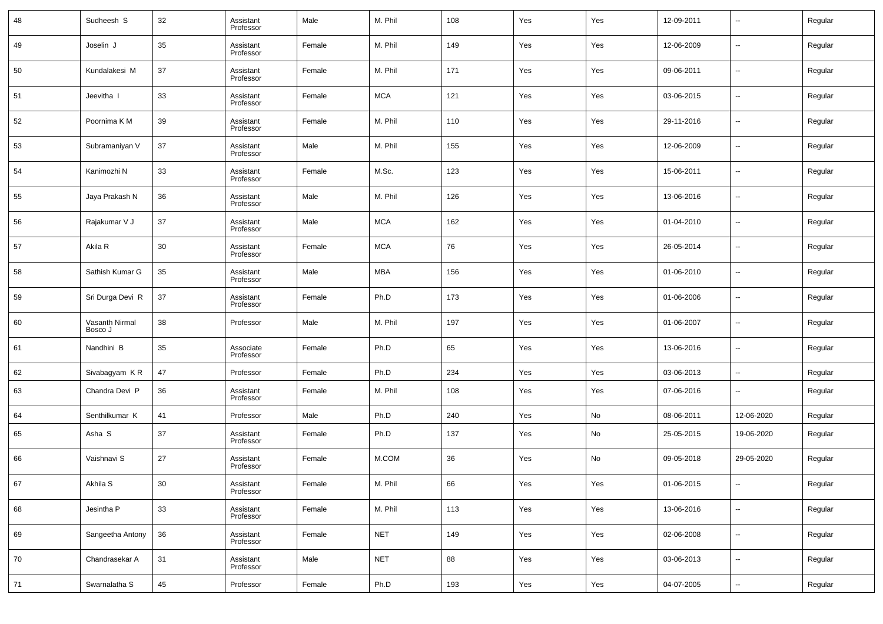| 48 | Sudheesh S | 32 | Assistant Professor | Male | M. Phil | 108 | Yes | Yes | 12-09-2011 | -- | Regular |
|---|---|---|---|---|---|---|---|---|---|---|---|
| 49 | Joselin J | 35 | Assistant Professor | Female | M. Phil | 149 | Yes | Yes | 12-06-2009 | -- | Regular |
| 50 | Kundalakesi M | 37 | Assistant Professor | Female | M. Phil | 171 | Yes | Yes | 09-06-2011 | -- | Regular |
| 51 | Jeevitha I | 33 | Assistant Professor | Female | MCA | 121 | Yes | Yes | 03-06-2015 | -- | Regular |
| 52 | Poornima K M | 39 | Assistant Professor | Female | M. Phil | 110 | Yes | Yes | 29-11-2016 | -- | Regular |
| 53 | Subramaniyan V | 37 | Assistant Professor | Male | M. Phil | 155 | Yes | Yes | 12-06-2009 | -- | Regular |
| 54 | Kanimozhi N | 33 | Assistant Professor | Female | M.Sc. | 123 | Yes | Yes | 15-06-2011 | -- | Regular |
| 55 | Jaya Prakash N | 36 | Assistant Professor | Male | M. Phil | 126 | Yes | Yes | 13-06-2016 | -- | Regular |
| 56 | Rajakumar V J | 37 | Assistant Professor | Male | MCA | 162 | Yes | Yes | 01-04-2010 | -- | Regular |
| 57 | Akila R | 30 | Assistant Professor | Female | MCA | 76 | Yes | Yes | 26-05-2014 | -- | Regular |
| 58 | Sathish Kumar G | 35 | Assistant Professor | Male | MBA | 156 | Yes | Yes | 01-06-2010 | -- | Regular |
| 59 | Sri Durga Devi R | 37 | Assistant Professor | Female | Ph.D | 173 | Yes | Yes | 01-06-2006 | -- | Regular |
| 60 | Vasanth Nirmal Bosco J | 38 | Professor | Male | M. Phil | 197 | Yes | Yes | 01-06-2007 | -- | Regular |
| 61 | Nandhini B | 35 | Associate Professor | Female | Ph.D | 65 | Yes | Yes | 13-06-2016 | -- | Regular |
| 62 | Sivabagyam K R | 47 | Professor | Female | Ph.D | 234 | Yes | Yes | 03-06-2013 | -- | Regular |
| 63 | Chandra Devi P | 36 | Assistant Professor | Female | M. Phil | 108 | Yes | Yes | 07-06-2016 | -- | Regular |
| 64 | Senthilkumar K | 41 | Professor | Male | Ph.D | 240 | Yes | No | 08-06-2011 | 12-06-2020 | Regular |
| 65 | Asha S | 37 | Assistant Professor | Female | Ph.D | 137 | Yes | No | 25-05-2015 | 19-06-2020 | Regular |
| 66 | Vaishnavi S | 27 | Assistant Professor | Female | M.COM | 36 | Yes | No | 09-05-2018 | 29-05-2020 | Regular |
| 67 | Akhila S | 30 | Assistant Professor | Female | M. Phil | 66 | Yes | Yes | 01-06-2015 | -- | Regular |
| 68 | Jesintha P | 33 | Assistant Professor | Female | M. Phil | 113 | Yes | Yes | 13-06-2016 | -- | Regular |
| 69 | Sangeetha Antony | 36 | Assistant Professor | Female | NET | 149 | Yes | Yes | 02-06-2008 | -- | Regular |
| 70 | Chandrasekar A | 31 | Assistant Professor | Male | NET | 88 | Yes | Yes | 03-06-2013 | -- | Regular |
| 71 | Swarnalatha S | 45 | Professor | Female | Ph.D | 193 | Yes | Yes | 04-07-2005 | -- | Regular |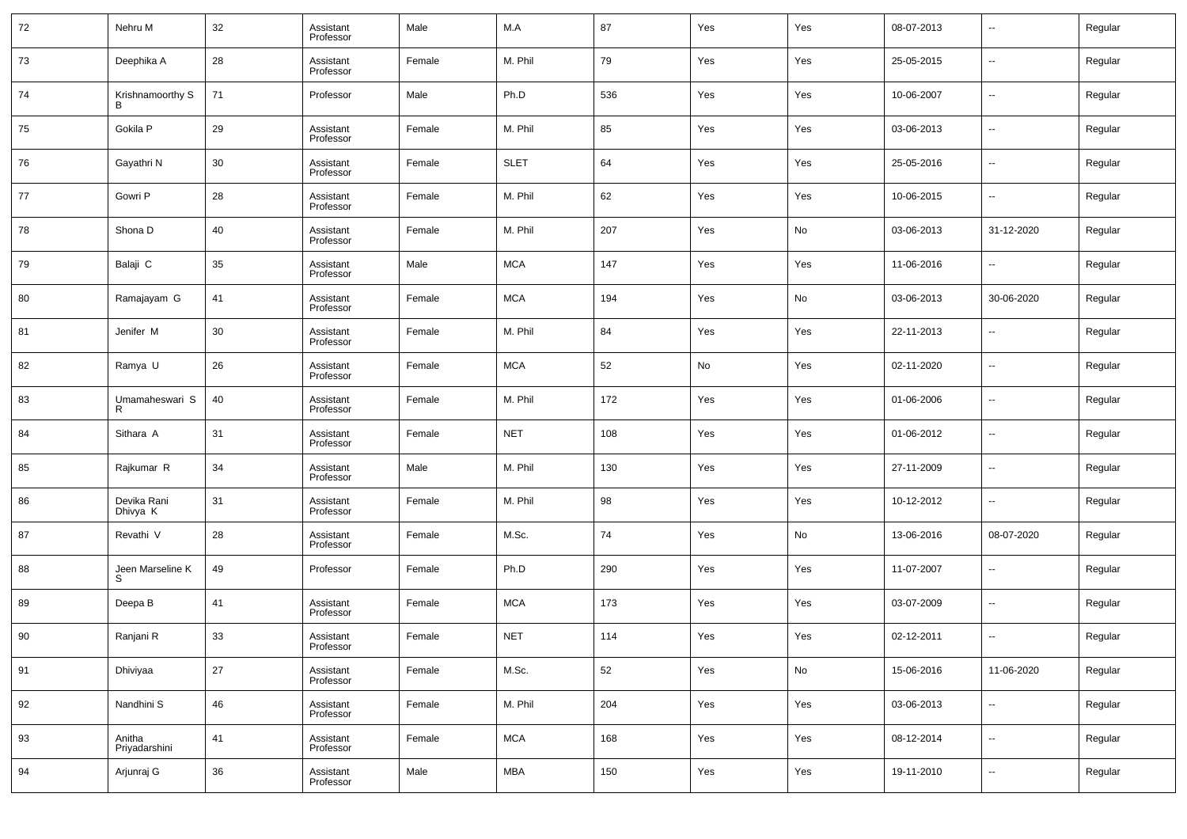| | | | | | | | | | | | |
|---|---|---|---|---|---|---|---|---|---|---|---|
| 72 | Nehru M | 32 | Assistant Professor | Male | M.A | 87 | Yes | Yes | 08-07-2013 | -- | Regular |
| 73 | Deephika A | 28 | Assistant Professor | Female | M. Phil | 79 | Yes | Yes | 25-05-2015 | -- | Regular |
| 74 | Krishnamoorthy S B | 71 | Professor | Male | Ph.D | 536 | Yes | Yes | 10-06-2007 | -- | Regular |
| 75 | Gokila P | 29 | Assistant Professor | Female | M. Phil | 85 | Yes | Yes | 03-06-2013 | -- | Regular |
| 76 | Gayathri N | 30 | Assistant Professor | Female | SLET | 64 | Yes | Yes | 25-05-2016 | -- | Regular |
| 77 | Gowri P | 28 | Assistant Professor | Female | M. Phil | 62 | Yes | Yes | 10-06-2015 | -- | Regular |
| 78 | Shona D | 40 | Assistant Professor | Female | M. Phil | 207 | Yes | No | 03-06-2013 | 31-12-2020 | Regular |
| 79 | Balaji C | 35 | Assistant Professor | Male | MCA | 147 | Yes | Yes | 11-06-2016 | -- | Regular |
| 80 | Ramajayam G | 41 | Assistant Professor | Female | MCA | 194 | Yes | No | 03-06-2013 | 30-06-2020 | Regular |
| 81 | Jenifer M | 30 | Assistant Professor | Female | M. Phil | 84 | Yes | Yes | 22-11-2013 | -- | Regular |
| 82 | Ramya U | 26 | Assistant Professor | Female | MCA | 52 | No | Yes | 02-11-2020 | -- | Regular |
| 83 | Umamaheswari S R | 40 | Assistant Professor | Female | M. Phil | 172 | Yes | Yes | 01-06-2006 | -- | Regular |
| 84 | Sithara A | 31 | Assistant Professor | Female | NET | 108 | Yes | Yes | 01-06-2012 | -- | Regular |
| 85 | Rajkumar R | 34 | Assistant Professor | Male | M. Phil | 130 | Yes | Yes | 27-11-2009 | -- | Regular |
| 86 | Devika Rani Dhivya K | 31 | Assistant Professor | Female | M. Phil | 98 | Yes | Yes | 10-12-2012 | -- | Regular |
| 87 | Revathi V | 28 | Assistant Professor | Female | M.Sc. | 74 | Yes | No | 13-06-2016 | 08-07-2020 | Regular |
| 88 | Jeen Marseline K S | 49 | Professor | Female | Ph.D | 290 | Yes | Yes | 11-07-2007 | -- | Regular |
| 89 | Deepa B | 41 | Assistant Professor | Female | MCA | 173 | Yes | Yes | 03-07-2009 | -- | Regular |
| 90 | Ranjani R | 33 | Assistant Professor | Female | NET | 114 | Yes | Yes | 02-12-2011 | -- | Regular |
| 91 | Dhiviyaa | 27 | Assistant Professor | Female | M.Sc. | 52 | Yes | No | 15-06-2016 | 11-06-2020 | Regular |
| 92 | Nandhini S | 46 | Assistant Professor | Female | M. Phil | 204 | Yes | Yes | 03-06-2013 | -- | Regular |
| 93 | Anitha Priyadarshini | 41 | Assistant Professor | Female | MCA | 168 | Yes | Yes | 08-12-2014 | -- | Regular |
| 94 | Arjunraj G | 36 | Assistant Professor | Male | MBA | 150 | Yes | Yes | 19-11-2010 | -- | Regular |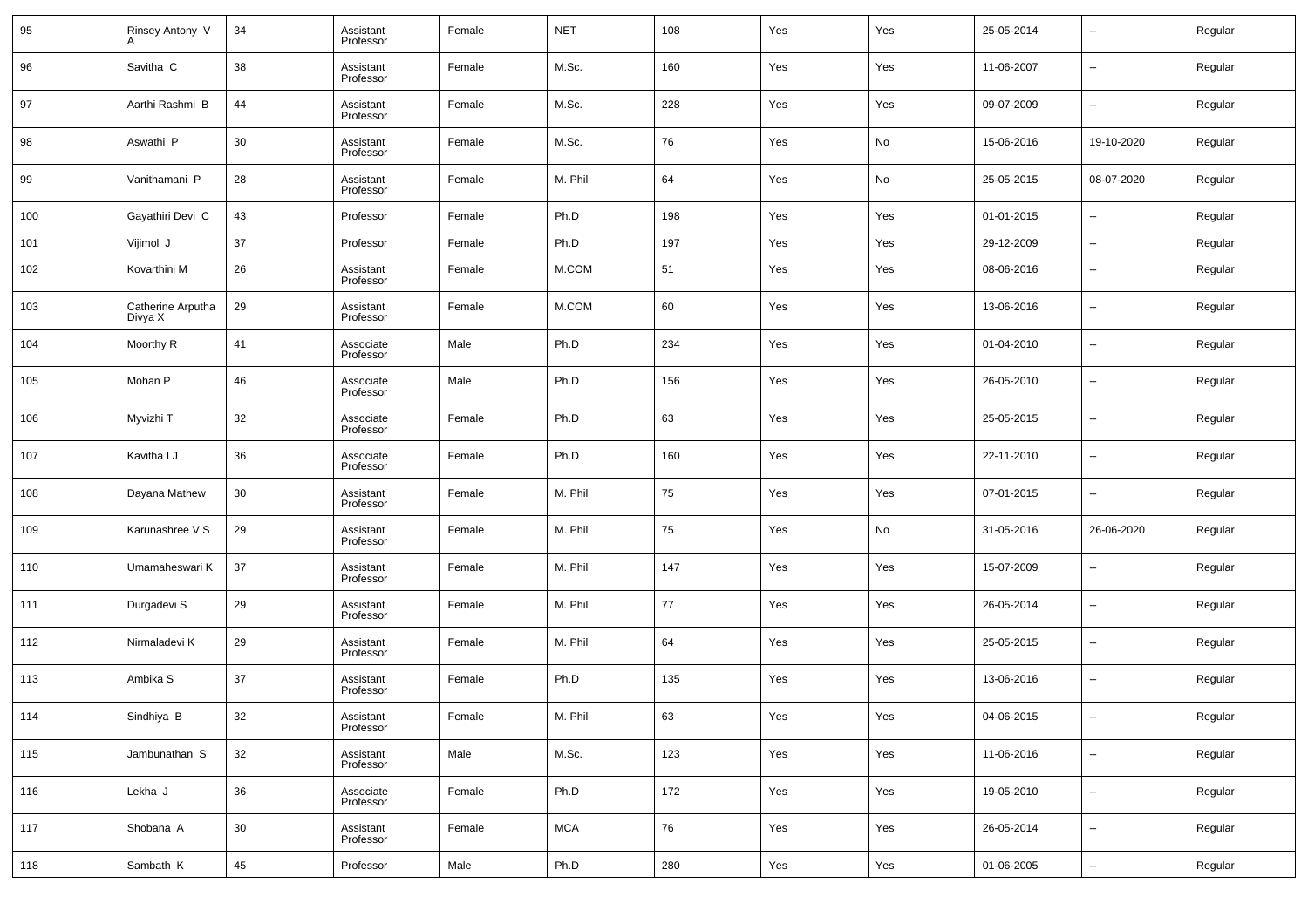| 95 | Rinsey Antony V A | 34 | Assistant Professor | Female | NET | 108 | Yes | Yes | 25-05-2014 | -- | Regular |
|---|---|---|---|---|---|---|---|---|---|---|---|
| 96 | Savitha C | 38 | Assistant Professor | Female | M.Sc. | 160 | Yes | Yes | 11-06-2007 | -- | Regular |
| 97 | Aarthi Rashmi B | 44 | Assistant Professor | Female | M.Sc. | 228 | Yes | Yes | 09-07-2009 | -- | Regular |
| 98 | Aswathi P | 30 | Assistant Professor | Female | M.Sc. | 76 | Yes | No | 15-06-2016 | 19-10-2020 | Regular |
| 99 | Vanithamani P | 28 | Assistant Professor | Female | M. Phil | 64 | Yes | No | 25-05-2015 | 08-07-2020 | Regular |
| 100 | Gayathiri Devi C | 43 | Professor | Female | Ph.D | 198 | Yes | Yes | 01-01-2015 | -- | Regular |
| 101 | Vijimol J | 37 | Professor | Female | Ph.D | 197 | Yes | Yes | 29-12-2009 | -- | Regular |
| 102 | Kovarthini M | 26 | Assistant Professor | Female | M.COM | 51 | Yes | Yes | 08-06-2016 | -- | Regular |
| 103 | Catherine Arputha Divya X | 29 | Assistant Professor | Female | M.COM | 60 | Yes | Yes | 13-06-2016 | -- | Regular |
| 104 | Moorthy R | 41 | Associate Professor | Male | Ph.D | 234 | Yes | Yes | 01-04-2010 | -- | Regular |
| 105 | Mohan P | 46 | Associate Professor | Male | Ph.D | 156 | Yes | Yes | 26-05-2010 | -- | Regular |
| 106 | Myvizhi T | 32 | Associate Professor | Female | Ph.D | 63 | Yes | Yes | 25-05-2015 | -- | Regular |
| 107 | Kavitha I J | 36 | Associate Professor | Female | Ph.D | 160 | Yes | Yes | 22-11-2010 | -- | Regular |
| 108 | Dayana Mathew | 30 | Assistant Professor | Female | M. Phil | 75 | Yes | Yes | 07-01-2015 | -- | Regular |
| 109 | Karunashree V S | 29 | Assistant Professor | Female | M. Phil | 75 | Yes | No | 31-05-2016 | 26-06-2020 | Regular |
| 110 | Umamaheswari K | 37 | Assistant Professor | Female | M. Phil | 147 | Yes | Yes | 15-07-2009 | -- | Regular |
| 111 | Durgadevi S | 29 | Assistant Professor | Female | M. Phil | 77 | Yes | Yes | 26-05-2014 | -- | Regular |
| 112 | Nirmaladevi K | 29 | Assistant Professor | Female | M. Phil | 64 | Yes | Yes | 25-05-2015 | -- | Regular |
| 113 | Ambika S | 37 | Assistant Professor | Female | Ph.D | 135 | Yes | Yes | 13-06-2016 | -- | Regular |
| 114 | Sindhiya B | 32 | Assistant Professor | Female | M. Phil | 63 | Yes | Yes | 04-06-2015 | -- | Regular |
| 115 | Jambunathan S | 32 | Assistant Professor | Male | M.Sc. | 123 | Yes | Yes | 11-06-2016 | -- | Regular |
| 116 | Lekha J | 36 | Associate Professor | Female | Ph.D | 172 | Yes | Yes | 19-05-2010 | -- | Regular |
| 117 | Shobana A | 30 | Assistant Professor | Female | MCA | 76 | Yes | Yes | 26-05-2014 | -- | Regular |
| 118 | Sambath K | 45 | Professor | Male | Ph.D | 280 | Yes | Yes | 01-06-2005 | -- | Regular |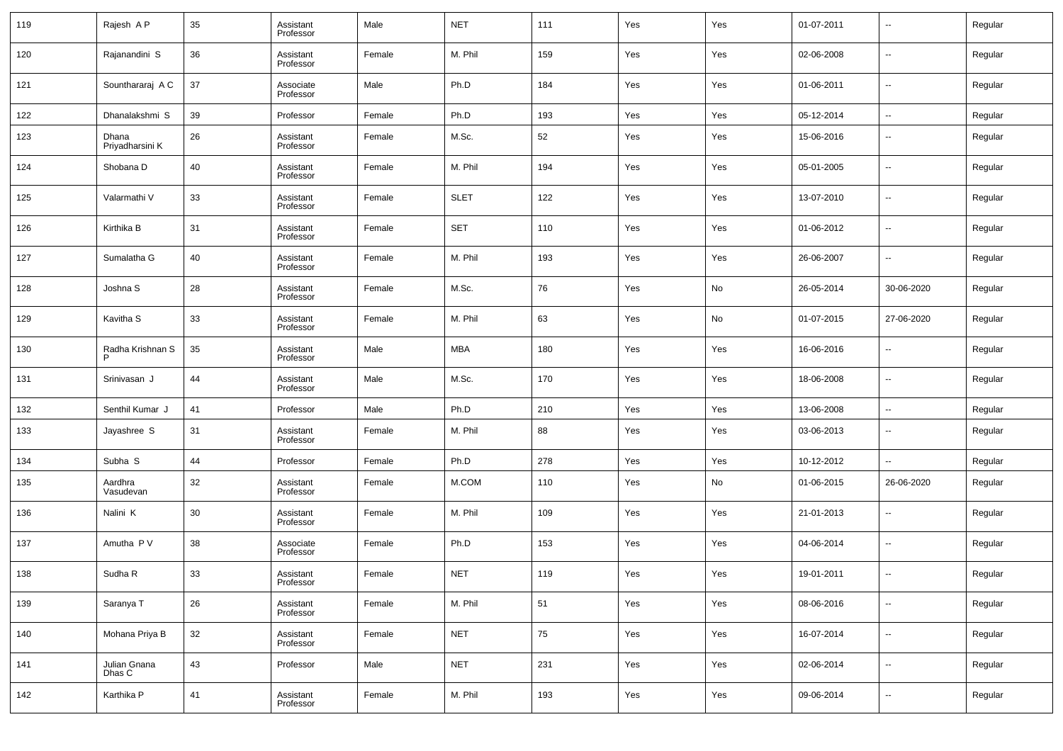| 119 | Rajesh A P | 35 | Assistant Professor | Male | NET | 111 | Yes | Yes | 01-07-2011 | -- | Regular |
|---|---|---|---|---|---|---|---|---|---|---|---|
| 120 | Rajanandini S | 36 | Assistant Professor | Female | M. Phil | 159 | Yes | Yes | 02-06-2008 | -- | Regular |
| 121 | Sounthararaj A C | 37 | Associate Professor | Male | Ph.D | 184 | Yes | Yes | 01-06-2011 | -- | Regular |
| 122 | Dhanalakshmi S | 39 | Professor | Female | Ph.D | 193 | Yes | Yes | 05-12-2014 | -- | Regular |
| 123 | Dhana Priyadharsini K | 26 | Assistant Professor | Female | M.Sc. | 52 | Yes | Yes | 15-06-2016 | -- | Regular |
| 124 | Shobana D | 40 | Assistant Professor | Female | M. Phil | 194 | Yes | Yes | 05-01-2005 | -- | Regular |
| 125 | Valarmathi V | 33 | Assistant Professor | Female | SLET | 122 | Yes | Yes | 13-07-2010 | -- | Regular |
| 126 | Kirthika B | 31 | Assistant Professor | Female | SET | 110 | Yes | Yes | 01-06-2012 | -- | Regular |
| 127 | Sumalatha G | 40 | Assistant Professor | Female | M. Phil | 193 | Yes | Yes | 26-06-2007 | -- | Regular |
| 128 | Joshna S | 28 | Assistant Professor | Female | M.Sc. | 76 | Yes | No | 26-05-2014 | 30-06-2020 | Regular |
| 129 | Kavitha S | 33 | Assistant Professor | Female | M. Phil | 63 | Yes | No | 01-07-2015 | 27-06-2020 | Regular |
| 130 | Radha Krishnan S P | 35 | Assistant Professor | Male | MBA | 180 | Yes | Yes | 16-06-2016 | -- | Regular |
| 131 | Srinivasan J | 44 | Assistant Professor | Male | M.Sc. | 170 | Yes | Yes | 18-06-2008 | -- | Regular |
| 132 | Senthil Kumar J | 41 | Professor | Male | Ph.D | 210 | Yes | Yes | 13-06-2008 | -- | Regular |
| 133 | Jayashree S | 31 | Assistant Professor | Female | M. Phil | 88 | Yes | Yes | 03-06-2013 | -- | Regular |
| 134 | Subha S | 44 | Professor | Female | Ph.D | 278 | Yes | Yes | 10-12-2012 | -- | Regular |
| 135 | Aardhra Vasudevan | 32 | Assistant Professor | Female | M.COM | 110 | Yes | No | 01-06-2015 | 26-06-2020 | Regular |
| 136 | Nalini K | 30 | Assistant Professor | Female | M. Phil | 109 | Yes | Yes | 21-01-2013 | -- | Regular |
| 137 | Amutha P V | 38 | Associate Professor | Female | Ph.D | 153 | Yes | Yes | 04-06-2014 | -- | Regular |
| 138 | Sudha R | 33 | Assistant Professor | Female | NET | 119 | Yes | Yes | 19-01-2011 | -- | Regular |
| 139 | Saranya T | 26 | Assistant Professor | Female | M. Phil | 51 | Yes | Yes | 08-06-2016 | -- | Regular |
| 140 | Mohana Priya B | 32 | Assistant Professor | Female | NET | 75 | Yes | Yes | 16-07-2014 | -- | Regular |
| 141 | Julian Gnana Dhas C | 43 | Professor | Male | NET | 231 | Yes | Yes | 02-06-2014 | -- | Regular |
| 142 | Karthika P | 41 | Assistant Professor | Female | M. Phil | 193 | Yes | Yes | 09-06-2014 | -- | Regular |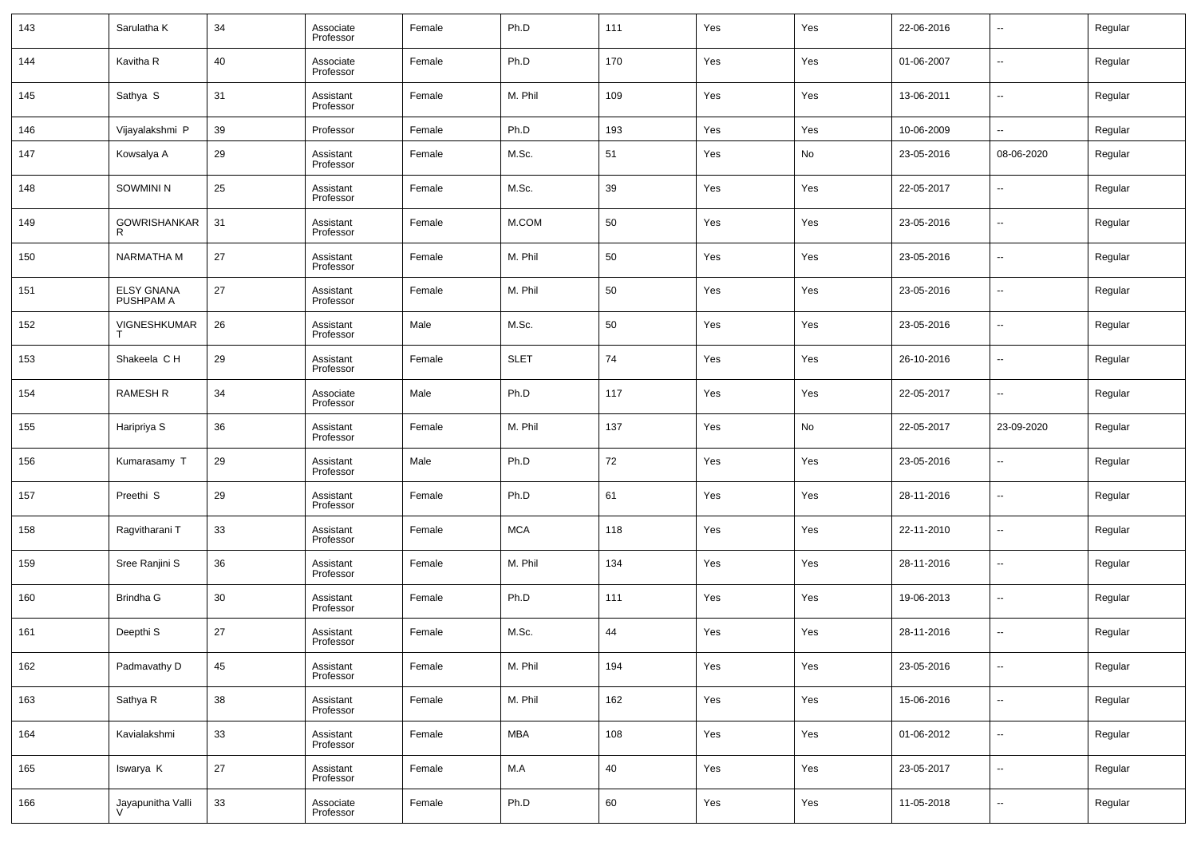| 143 | Sarulatha K | 34 | Associate Professor | Female | Ph.D | 111 | Yes | Yes | 22-06-2016 | -- | Regular |
|---|---|---|---|---|---|---|---|---|---|---|---|
| 144 | Kavitha R | 40 | Associate Professor | Female | Ph.D | 170 | Yes | Yes | 01-06-2007 | -- | Regular |
| 145 | Sathya S | 31 | Assistant Professor | Female | M. Phil | 109 | Yes | Yes | 13-06-2011 | -- | Regular |
| 146 | Vijayalakshmi P | 39 | Professor | Female | Ph.D | 193 | Yes | Yes | 10-06-2009 | -- | Regular |
| 147 | Kowsalya A | 29 | Assistant Professor | Female | M.Sc. | 51 | Yes | No | 23-05-2016 | 08-06-2020 | Regular |
| 148 | SOWMINI N | 25 | Assistant Professor | Female | M.Sc. | 39 | Yes | Yes | 22-05-2017 | -- | Regular |
| 149 | GOWRISHANKAR R | 31 | Assistant Professor | Female | M.COM | 50 | Yes | Yes | 23-05-2016 | -- | Regular |
| 150 | NARMATHA M | 27 | Assistant Professor | Female | M. Phil | 50 | Yes | Yes | 23-05-2016 | -- | Regular |
| 151 | ELSY GNANA PUSHPAM A | 27 | Assistant Professor | Female | M. Phil | 50 | Yes | Yes | 23-05-2016 | -- | Regular |
| 152 | VIGNESHKUMAR T | 26 | Assistant Professor | Male | M.Sc. | 50 | Yes | Yes | 23-05-2016 | -- | Regular |
| 153 | Shakeela C H | 29 | Assistant Professor | Female | SLET | 74 | Yes | Yes | 26-10-2016 | -- | Regular |
| 154 | RAMESH R | 34 | Associate Professor | Male | Ph.D | 117 | Yes | Yes | 22-05-2017 | -- | Regular |
| 155 | Haripriya S | 36 | Assistant Professor | Female | M. Phil | 137 | Yes | No | 22-05-2017 | 23-09-2020 | Regular |
| 156 | Kumarasamy T | 29 | Assistant Professor | Male | Ph.D | 72 | Yes | Yes | 23-05-2016 | -- | Regular |
| 157 | Preethi S | 29 | Assistant Professor | Female | Ph.D | 61 | Yes | Yes | 28-11-2016 | -- | Regular |
| 158 | Ragvitharani T | 33 | Assistant Professor | Female | MCA | 118 | Yes | Yes | 22-11-2010 | -- | Regular |
| 159 | Sree Ranjini S | 36 | Assistant Professor | Female | M. Phil | 134 | Yes | Yes | 28-11-2016 | -- | Regular |
| 160 | Brindha G | 30 | Assistant Professor | Female | Ph.D | 111 | Yes | Yes | 19-06-2013 | -- | Regular |
| 161 | Deepthi S | 27 | Assistant Professor | Female | M.Sc. | 44 | Yes | Yes | 28-11-2016 | -- | Regular |
| 162 | Padmavathy D | 45 | Assistant Professor | Female | M. Phil | 194 | Yes | Yes | 23-05-2016 | -- | Regular |
| 163 | Sathya R | 38 | Assistant Professor | Female | M. Phil | 162 | Yes | Yes | 15-06-2016 | -- | Regular |
| 164 | Kavialakshmi | 33 | Assistant Professor | Female | MBA | 108 | Yes | Yes | 01-06-2012 | -- | Regular |
| 165 | Iswarya K | 27 | Assistant Professor | Female | M.A | 40 | Yes | Yes | 23-05-2017 | -- | Regular |
| 166 | Jayapunitha Valli V | 33 | Associate Professor | Female | Ph.D | 60 | Yes | Yes | 11-05-2018 | -- | Regular |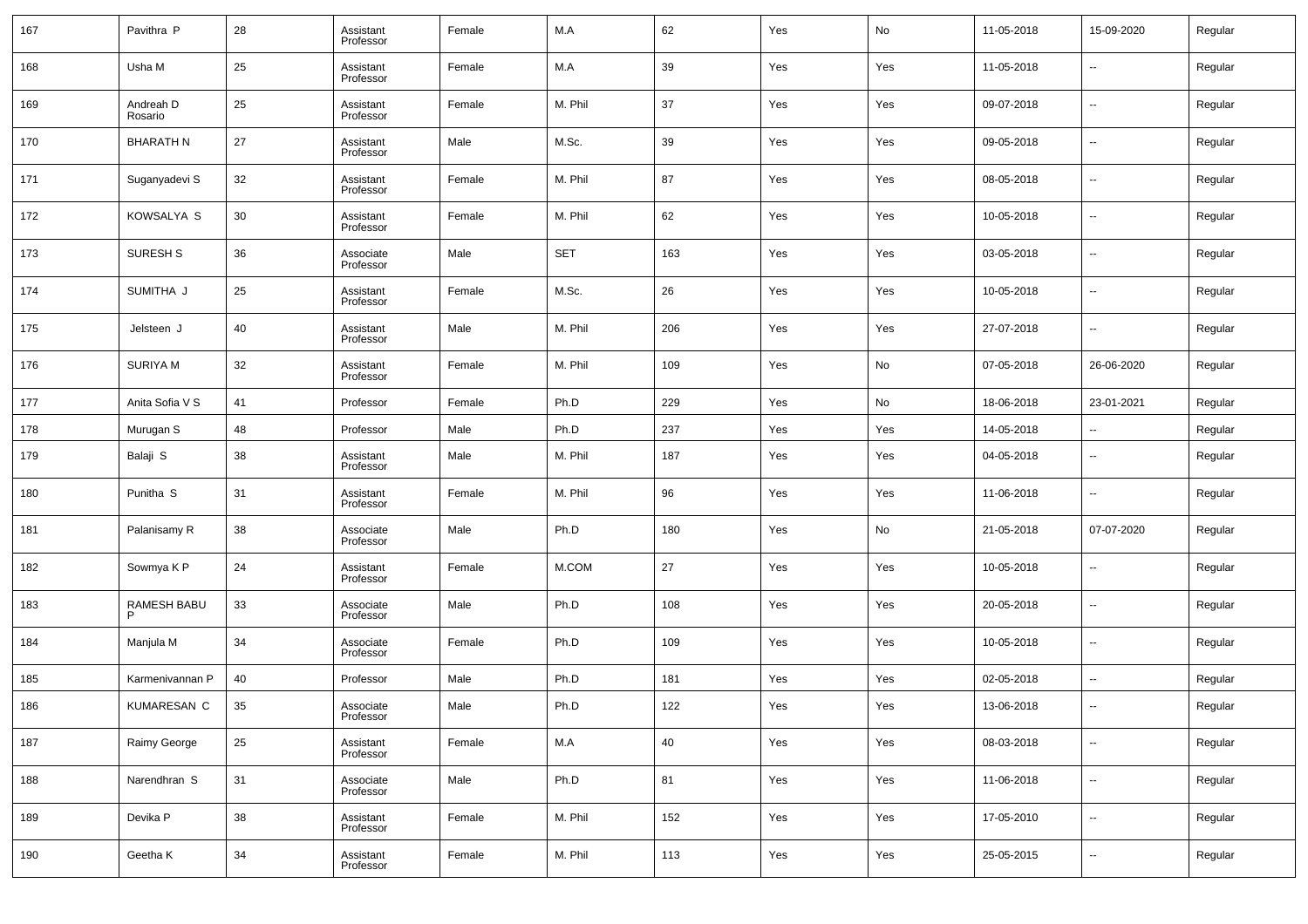| 167 | Pavithra P | 28 | Assistant Professor | Female | M.A | 62 | Yes | No | 11-05-2018 | 15-09-2020 | Regular |
|---|---|---|---|---|---|---|---|---|---|---|---|
| 168 | Usha M | 25 | Assistant Professor | Female | M.A | 39 | Yes | Yes | 11-05-2018 | -- | Regular |
| 169 | Andreah D Rosario | 25 | Assistant Professor | Female | M. Phil | 37 | Yes | Yes | 09-07-2018 | -- | Regular |
| 170 | BHARATH N | 27 | Assistant Professor | Male | M.Sc. | 39 | Yes | Yes | 09-05-2018 | -- | Regular |
| 171 | Suganyadevi S | 32 | Assistant Professor | Female | M. Phil | 87 | Yes | Yes | 08-05-2018 | -- | Regular |
| 172 | KOWSALYA S | 30 | Assistant Professor | Female | M. Phil | 62 | Yes | Yes | 10-05-2018 | -- | Regular |
| 173 | SURESH S | 36 | Associate Professor | Male | SET | 163 | Yes | Yes | 03-05-2018 | -- | Regular |
| 174 | SUMITHA J | 25 | Assistant Professor | Female | M.Sc. | 26 | Yes | Yes | 10-05-2018 | -- | Regular |
| 175 | Jelsteen J | 40 | Assistant Professor | Male | M. Phil | 206 | Yes | Yes | 27-07-2018 | -- | Regular |
| 176 | SURIYA M | 32 | Assistant Professor | Female | M. Phil | 109 | Yes | No | 07-05-2018 | 26-06-2020 | Regular |
| 177 | Anita Sofia V S | 41 | Professor | Female | Ph.D | 229 | Yes | No | 18-06-2018 | 23-01-2021 | Regular |
| 178 | Murugan S | 48 | Professor | Male | Ph.D | 237 | Yes | Yes | 14-05-2018 | -- | Regular |
| 179 | Balaji S | 38 | Assistant Professor | Male | M. Phil | 187 | Yes | Yes | 04-05-2018 | -- | Regular |
| 180 | Punitha S | 31 | Assistant Professor | Female | M. Phil | 96 | Yes | Yes | 11-06-2018 | -- | Regular |
| 181 | Palanisamy R | 38 | Associate Professor | Male | Ph.D | 180 | Yes | No | 21-05-2018 | 07-07-2020 | Regular |
| 182 | Sowmya K P | 24 | Assistant Professor | Female | M.COM | 27 | Yes | Yes | 10-05-2018 | -- | Regular |
| 183 | RAMESH BABU P | 33 | Associate Professor | Male | Ph.D | 108 | Yes | Yes | 20-05-2018 | -- | Regular |
| 184 | Manjula M | 34 | Associate Professor | Female | Ph.D | 109 | Yes | Yes | 10-05-2018 | -- | Regular |
| 185 | Karmenivannan P | 40 | Professor | Male | Ph.D | 181 | Yes | Yes | 02-05-2018 | -- | Regular |
| 186 | KUMARESAN C | 35 | Associate Professor | Male | Ph.D | 122 | Yes | Yes | 13-06-2018 | -- | Regular |
| 187 | Raimy George | 25 | Assistant Professor | Female | M.A | 40 | Yes | Yes | 08-03-2018 | -- | Regular |
| 188 | Narendhran S | 31 | Associate Professor | Male | Ph.D | 81 | Yes | Yes | 11-06-2018 | -- | Regular |
| 189 | Devika P | 38 | Assistant Professor | Female | M. Phil | 152 | Yes | Yes | 17-05-2010 | -- | Regular |
| 190 | Geetha K | 34 | Assistant Professor | Female | M. Phil | 113 | Yes | Yes | 25-05-2015 | -- | Regular |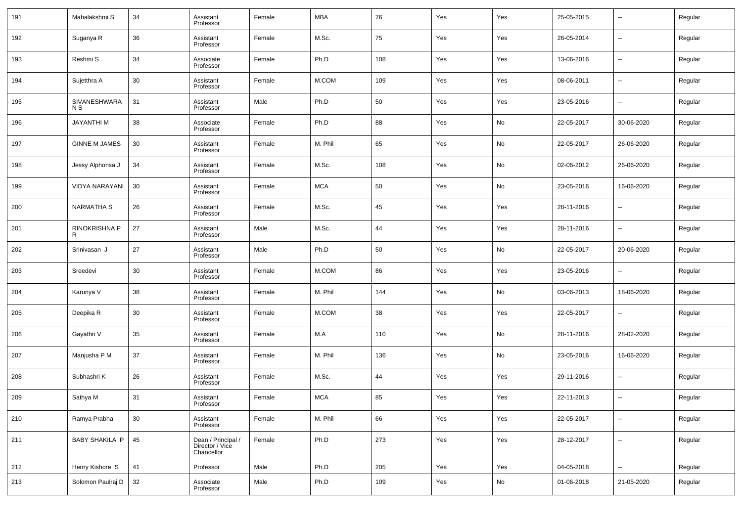| 191 | Mahalakshmi S | 34 | Assistant Professor | Female | MBA | 76 | Yes | Yes | 25-05-2015 | -- | Regular |
|---|---|---|---|---|---|---|---|---|---|---|---|
| 192 | Suganya R | 36 | Assistant Professor | Female | M.Sc. | 75 | Yes | Yes | 26-05-2014 | -- | Regular |
| 193 | Reshmi S | 34 | Associate Professor | Female | Ph.D | 108 | Yes | Yes | 13-06-2016 | -- | Regular |
| 194 | Sujetthra A | 30 | Assistant Professor | Female | M.COM | 109 | Yes | Yes | 08-06-2011 | -- | Regular |
| 195 | SIVANESHWARA N S | 31 | Assistant Professor | Male | Ph.D | 50 | Yes | Yes | 23-05-2016 | -- | Regular |
| 196 | JAYANTHI M | 38 | Associate Professor | Female | Ph.D | 88 | Yes | No | 22-05-2017 | 30-06-2020 | Regular |
| 197 | GINNE M JAMES | 30 | Assistant Professor | Female | M. Phil | 65 | Yes | No | 22-05-2017 | 26-06-2020 | Regular |
| 198 | Jessy Alphonsa J | 34 | Assistant Professor | Female | M.Sc. | 108 | Yes | No | 02-06-2012 | 26-06-2020 | Regular |
| 199 | VIDYA NARAYANI | 30 | Assistant Professor | Female | MCA | 50 | Yes | No | 23-05-2016 | 16-06-2020 | Regular |
| 200 | NARMATHA S | 26 | Assistant Professor | Female | M.Sc. | 45 | Yes | Yes | 28-11-2016 | -- | Regular |
| 201 | RINOKRISHNA P R | 27 | Assistant Professor | Male | M.Sc. | 44 | Yes | Yes | 28-11-2016 | -- | Regular |
| 202 | Srinivasan J | 27 | Assistant Professor | Male | Ph.D | 50 | Yes | No | 22-05-2017 | 20-06-2020 | Regular |
| 203 | Sreedevi | 30 | Assistant Professor | Female | M.COM | 86 | Yes | Yes | 23-05-2016 | -- | Regular |
| 204 | Karunya V | 38 | Assistant Professor | Female | M. Phil | 144 | Yes | No | 03-06-2013 | 18-06-2020 | Regular |
| 205 | Deepika R | 30 | Assistant Professor | Female | M.COM | 38 | Yes | Yes | 22-05-2017 | -- | Regular |
| 206 | Gayathri V | 35 | Assistant Professor | Female | M.A | 110 | Yes | No | 28-11-2016 | 28-02-2020 | Regular |
| 207 | Manjusha P M | 37 | Assistant Professor | Female | M. Phil | 136 | Yes | No | 23-05-2016 | 16-06-2020 | Regular |
| 208 | Subhashri K | 26 | Assistant Professor | Female | M.Sc. | 44 | Yes | Yes | 29-11-2016 | -- | Regular |
| 209 | Sathya M | 31 | Assistant Professor | Female | MCA | 85 | Yes | Yes | 22-11-2013 | -- | Regular |
| 210 | Ramya Prabha | 30 | Assistant Professor | Female | M. Phil | 66 | Yes | Yes | 22-05-2017 | -- | Regular |
| 211 | BABY SHAKILA P | 45 | Dean / Principal / Director / Vice Chancellor | Female | Ph.D | 273 | Yes | Yes | 28-12-2017 | -- | Regular |
| 212 | Henry Kishore S | 41 | Professor | Male | Ph.D | 205 | Yes | Yes | 04-05-2018 | -- | Regular |
| 213 | Solomon Paulraj D | 32 | Associate Professor | Male | Ph.D | 109 | Yes | No | 01-06-2018 | 21-05-2020 | Regular |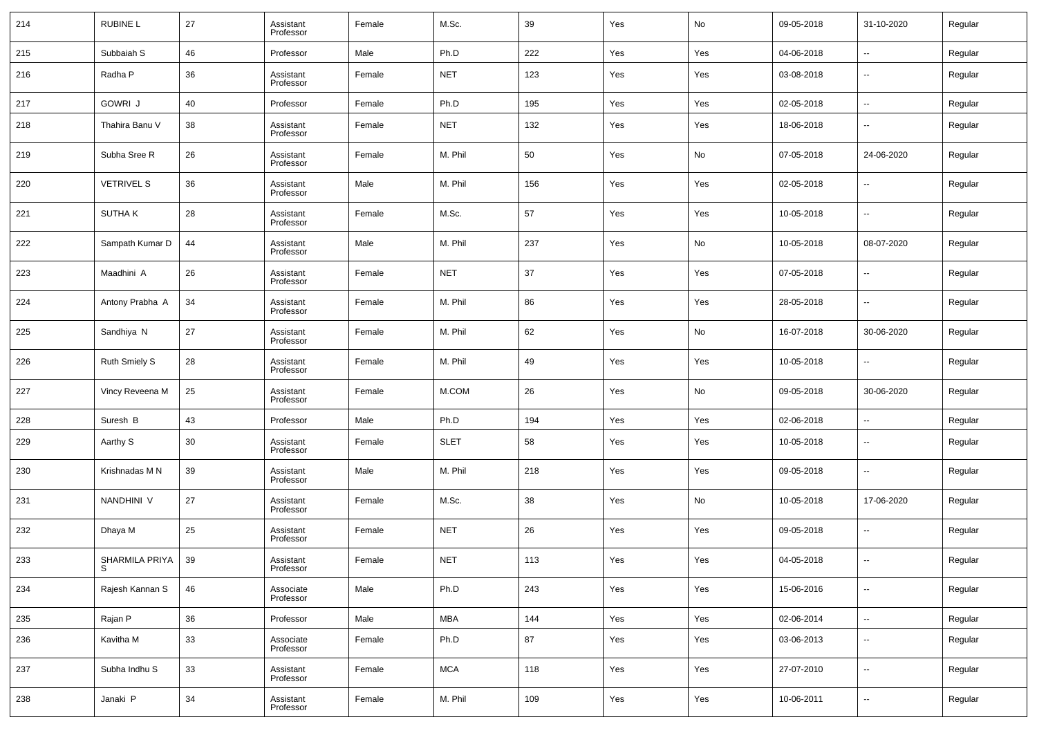| 214 | RUBINE L | 27 | Assistant Professor | Female | M.Sc. | 39 | Yes | No | 09-05-2018 | 31-10-2020 | Regular |
|---|---|---|---|---|---|---|---|---|---|---|---|
| 215 | Subbaiah S | 46 | Professor | Male | Ph.D | 222 | Yes | Yes | 04-06-2018 | -- | Regular |
| 216 | Radha P | 36 | Assistant Professor | Female | NET | 123 | Yes | Yes | 03-08-2018 | -- | Regular |
| 217 | GOWRI J | 40 | Professor | Female | Ph.D | 195 | Yes | Yes | 02-05-2018 | -- | Regular |
| 218 | Thahira Banu V | 38 | Assistant Professor | Female | NET | 132 | Yes | Yes | 18-06-2018 | -- | Regular |
| 219 | Subha Sree R | 26 | Assistant Professor | Female | M. Phil | 50 | Yes | No | 07-05-2018 | 24-06-2020 | Regular |
| 220 | VETRIVEL S | 36 | Assistant Professor | Male | M. Phil | 156 | Yes | Yes | 02-05-2018 | -- | Regular |
| 221 | SUTHA K | 28 | Assistant Professor | Female | M.Sc. | 57 | Yes | Yes | 10-05-2018 | -- | Regular |
| 222 | Sampath Kumar D | 44 | Assistant Professor | Male | M. Phil | 237 | Yes | No | 10-05-2018 | 08-07-2020 | Regular |
| 223 | Maadhini A | 26 | Assistant Professor | Female | NET | 37 | Yes | Yes | 07-05-2018 | -- | Regular |
| 224 | Antony Prabha A | 34 | Assistant Professor | Female | M. Phil | 86 | Yes | Yes | 28-05-2018 | -- | Regular |
| 225 | Sandhiya N | 27 | Assistant Professor | Female | M. Phil | 62 | Yes | No | 16-07-2018 | 30-06-2020 | Regular |
| 226 | Ruth Smiely S | 28 | Assistant Professor | Female | M. Phil | 49 | Yes | Yes | 10-05-2018 | -- | Regular |
| 227 | Vincy Reveena M | 25 | Assistant Professor | Female | M.COM | 26 | Yes | No | 09-05-2018 | 30-06-2020 | Regular |
| 228 | Suresh B | 43 | Professor | Male | Ph.D | 194 | Yes | Yes | 02-06-2018 | -- | Regular |
| 229 | Aarthy S | 30 | Assistant Professor | Female | SLET | 58 | Yes | Yes | 10-05-2018 | -- | Regular |
| 230 | Krishnadas M N | 39 | Assistant Professor | Male | M. Phil | 218 | Yes | Yes | 09-05-2018 | -- | Regular |
| 231 | NANDHINI V | 27 | Assistant Professor | Female | M.Sc. | 38 | Yes | No | 10-05-2018 | 17-06-2020 | Regular |
| 232 | Dhaya M | 25 | Assistant Professor | Female | NET | 26 | Yes | Yes | 09-05-2018 | -- | Regular |
| 233 | SHARMILA PRIYA S | 39 | Assistant Professor | Female | NET | 113 | Yes | Yes | 04-05-2018 | -- | Regular |
| 234 | Rajesh Kannan S | 46 | Associate Professor | Male | Ph.D | 243 | Yes | Yes | 15-06-2016 | -- | Regular |
| 235 | Rajan P | 36 | Professor | Male | MBA | 144 | Yes | Yes | 02-06-2014 | -- | Regular |
| 236 | Kavitha M | 33 | Associate Professor | Female | Ph.D | 87 | Yes | Yes | 03-06-2013 | -- | Regular |
| 237 | Subha Indhu S | 33 | Assistant Professor | Female | MCA | 118 | Yes | Yes | 27-07-2010 | -- | Regular |
| 238 | Janaki P | 34 | Assistant Professor | Female | M. Phil | 109 | Yes | Yes | 10-06-2011 | -- | Regular |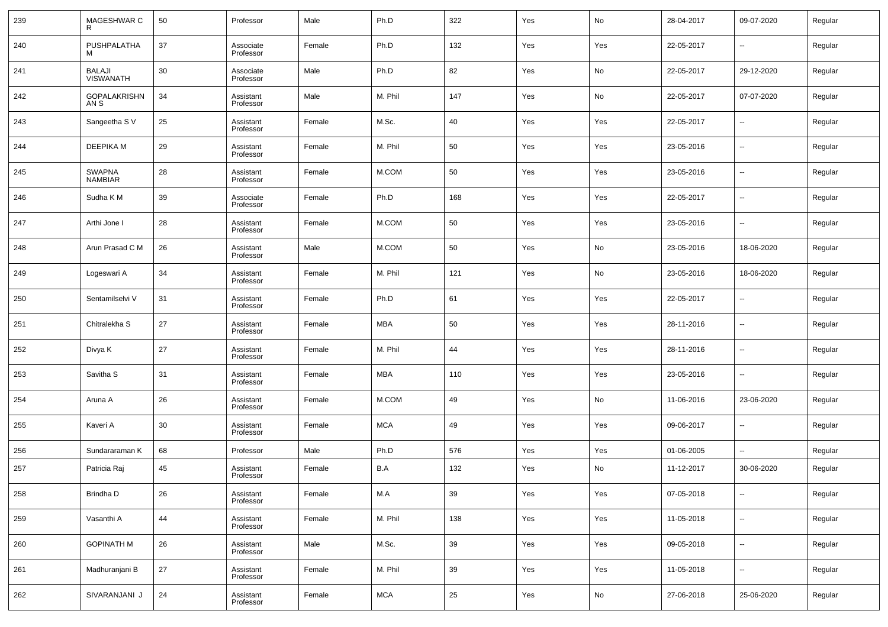| 239 | MAGESHWAR C R | 50 | Professor | Male | Ph.D | 322 | Yes | No | 28-04-2017 | 09-07-2020 | Regular |
|---|---|---|---|---|---|---|---|---|---|---|---|
| 240 | PUSHPALATHA M | 37 | Associate Professor | Female | Ph.D | 132 | Yes | Yes | 22-05-2017 | -- | Regular |
| 241 | BALAJI VISWANATH | 30 | Associate Professor | Male | Ph.D | 82 | Yes | No | 22-05-2017 | 29-12-2020 | Regular |
| 242 | GOPALAKRISHNAN S | 34 | Assistant Professor | Male | M. Phil | 147 | Yes | No | 22-05-2017 | 07-07-2020 | Regular |
| 243 | Sangeetha S V | 25 | Assistant Professor | Female | M.Sc. | 40 | Yes | Yes | 22-05-2017 | -- | Regular |
| 244 | DEEPIKA M | 29 | Assistant Professor | Female | M. Phil | 50 | Yes | Yes | 23-05-2016 | -- | Regular |
| 245 | SWAPNA NAMBIAR | 28 | Assistant Professor | Female | M.COM | 50 | Yes | Yes | 23-05-2016 | -- | Regular |
| 246 | Sudha K M | 39 | Associate Professor | Female | Ph.D | 168 | Yes | Yes | 22-05-2017 | -- | Regular |
| 247 | Arthi Jone I | 28 | Assistant Professor | Female | M.COM | 50 | Yes | Yes | 23-05-2016 | -- | Regular |
| 248 | Arun Prasad C M | 26 | Assistant Professor | Male | M.COM | 50 | Yes | No | 23-05-2016 | 18-06-2020 | Regular |
| 249 | Logeswari A | 34 | Assistant Professor | Female | M. Phil | 121 | Yes | No | 23-05-2016 | 18-06-2020 | Regular |
| 250 | Sentamilselvi V | 31 | Assistant Professor | Female | Ph.D | 61 | Yes | Yes | 22-05-2017 | -- | Regular |
| 251 | Chitralekha S | 27 | Assistant Professor | Female | MBA | 50 | Yes | Yes | 28-11-2016 | -- | Regular |
| 252 | Divya K | 27 | Assistant Professor | Female | M. Phil | 44 | Yes | Yes | 28-11-2016 | -- | Regular |
| 253 | Savitha S | 31 | Assistant Professor | Female | MBA | 110 | Yes | Yes | 23-05-2016 | -- | Regular |
| 254 | Aruna A | 26 | Assistant Professor | Female | M.COM | 49 | Yes | No | 11-06-2016 | 23-06-2020 | Regular |
| 255 | Kaveri A | 30 | Assistant Professor | Female | MCA | 49 | Yes | Yes | 09-06-2017 | -- | Regular |
| 256 | Sundararaman K | 68 | Professor | Male | Ph.D | 576 | Yes | Yes | 01-06-2005 | -- | Regular |
| 257 | Patricia Raj | 45 | Assistant Professor | Female | B.A | 132 | Yes | No | 11-12-2017 | 30-06-2020 | Regular |
| 258 | Brindha D | 26 | Assistant Professor | Female | M.A | 39 | Yes | Yes | 07-05-2018 | -- | Regular |
| 259 | Vasanthi A | 44 | Assistant Professor | Female | M. Phil | 138 | Yes | Yes | 11-05-2018 | -- | Regular |
| 260 | GOPINATH M | 26 | Assistant Professor | Male | M.Sc. | 39 | Yes | Yes | 09-05-2018 | -- | Regular |
| 261 | Madhuranjani B | 27 | Assistant Professor | Female | M. Phil | 39 | Yes | Yes | 11-05-2018 | -- | Regular |
| 262 | SIVARANJANI J | 24 | Assistant Professor | Female | MCA | 25 | Yes | No | 27-06-2018 | 25-06-2020 | Regular |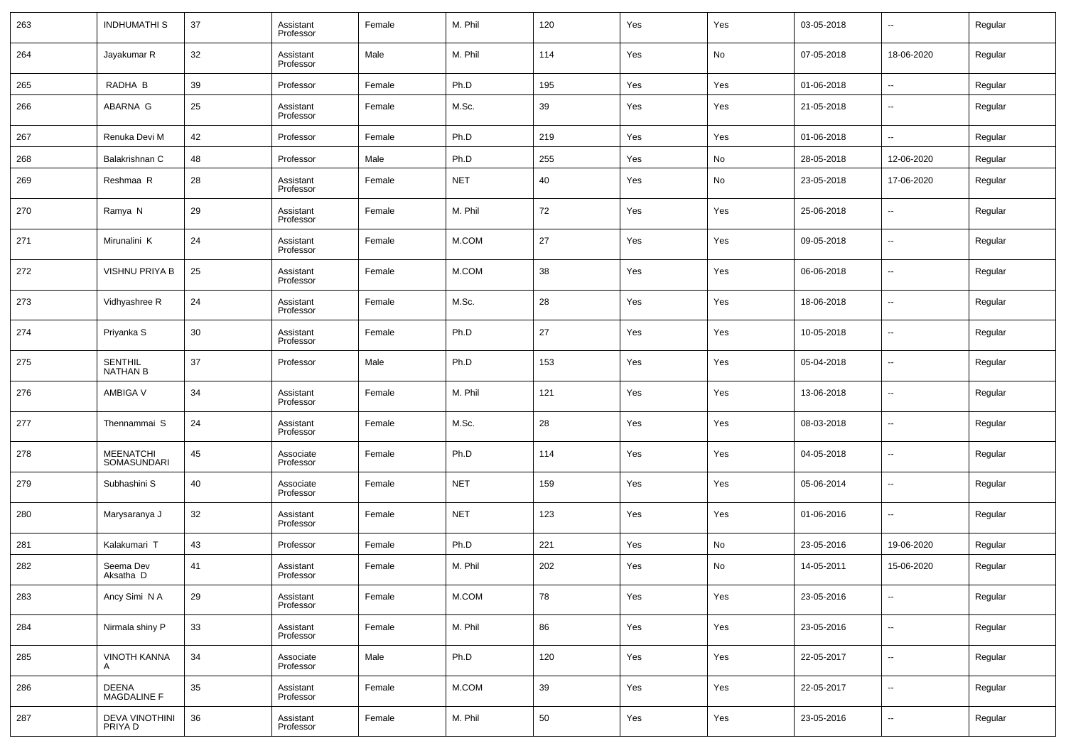| 263 | INDHUMATHI S | 37 | Assistant Professor | Female | M. Phil | 120 | Yes | Yes | 03-05-2018 | -- | Regular |
|---|---|---|---|---|---|---|---|---|---|---|---|
| 264 | Jayakumar R | 32 | Assistant Professor | Male | M. Phil | 114 | Yes | No | 07-05-2018 | 18-06-2020 | Regular |
| 265 | RADHA B | 39 | Professor | Female | Ph.D | 195 | Yes | Yes | 01-06-2018 | -- | Regular |
| 266 | ABARNA G | 25 | Assistant Professor | Female | M.Sc. | 39 | Yes | Yes | 21-05-2018 | -- | Regular |
| 267 | Renuka Devi M | 42 | Professor | Female | Ph.D | 219 | Yes | Yes | 01-06-2018 | -- | Regular |
| 268 | Balakrishnan C | 48 | Professor | Male | Ph.D | 255 | Yes | No | 28-05-2018 | 12-06-2020 | Regular |
| 269 | Reshmaa R | 28 | Assistant Professor | Female | NET | 40 | Yes | No | 23-05-2018 | 17-06-2020 | Regular |
| 270 | Ramya N | 29 | Assistant Professor | Female | M. Phil | 72 | Yes | Yes | 25-06-2018 | -- | Regular |
| 271 | Mirunalini K | 24 | Assistant Professor | Female | M.COM | 27 | Yes | Yes | 09-05-2018 | -- | Regular |
| 272 | VISHNU PRIYA B | 25 | Assistant Professor | Female | M.COM | 38 | Yes | Yes | 06-06-2018 | -- | Regular |
| 273 | Vidhyashree R | 24 | Assistant Professor | Female | M.Sc. | 28 | Yes | Yes | 18-06-2018 | -- | Regular |
| 274 | Priyanka S | 30 | Assistant Professor | Female | Ph.D | 27 | Yes | Yes | 10-05-2018 | -- | Regular |
| 275 | SENTHIL NATHAN B | 37 | Professor | Male | Ph.D | 153 | Yes | Yes | 05-04-2018 | -- | Regular |
| 276 | AMBIGA V | 34 | Assistant Professor | Female | M. Phil | 121 | Yes | Yes | 13-06-2018 | -- | Regular |
| 277 | Thennammai S | 24 | Assistant Professor | Female | M.Sc. | 28 | Yes | Yes | 08-03-2018 | -- | Regular |
| 278 | MEENATCHI SOMASUNDARI | 45 | Associate Professor | Female | Ph.D | 114 | Yes | Yes | 04-05-2018 | -- | Regular |
| 279 | Subhashini S | 40 | Associate Professor | Female | NET | 159 | Yes | Yes | 05-06-2014 | -- | Regular |
| 280 | Marysaranya J | 32 | Assistant Professor | Female | NET | 123 | Yes | Yes | 01-06-2016 | -- | Regular |
| 281 | Kalakumari T | 43 | Professor | Female | Ph.D | 221 | Yes | No | 23-05-2016 | 19-06-2020 | Regular |
| 282 | Seema Dev Aksatha D | 41 | Assistant Professor | Female | M. Phil | 202 | Yes | No | 14-05-2011 | 15-06-2020 | Regular |
| 283 | Ancy Simi N A | 29 | Assistant Professor | Female | M.COM | 78 | Yes | Yes | 23-05-2016 | -- | Regular |
| 284 | Nirmala shiny P | 33 | Assistant Professor | Female | M. Phil | 86 | Yes | Yes | 23-05-2016 | -- | Regular |
| 285 | VINOTH KANNA A | 34 | Associate Professor | Male | Ph.D | 120 | Yes | Yes | 22-05-2017 | -- | Regular |
| 286 | DEENA MAGDALINE F | 35 | Assistant Professor | Female | M.COM | 39 | Yes | Yes | 22-05-2017 | -- | Regular |
| 287 | DEVA VINOTHINI PRIYA D | 36 | Assistant Professor | Female | M. Phil | 50 | Yes | Yes | 23-05-2016 | -- | Regular |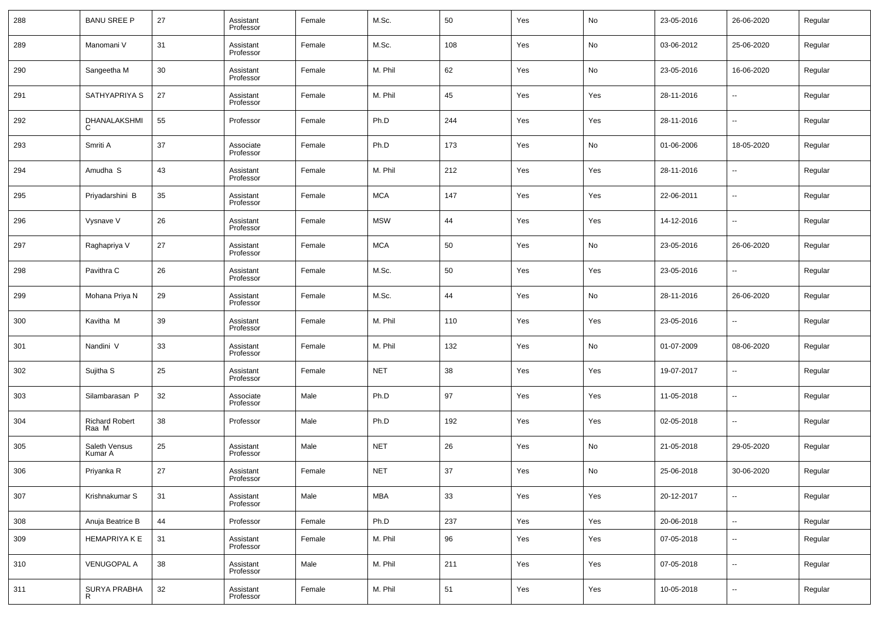| | | | | | | | | | | | |
|---|---|---|---|---|---|---|---|---|---|---|---|
| 288 | BANU SREE P | 27 | Assistant Professor | Female | M.Sc. | 50 | Yes | No | 23-05-2016 | 26-06-2020 | Regular |
| 289 | Manomani V | 31 | Assistant Professor | Female | M.Sc. | 108 | Yes | No | 03-06-2012 | 25-06-2020 | Regular |
| 290 | Sangeetha M | 30 | Assistant Professor | Female | M. Phil | 62 | Yes | No | 23-05-2016 | 16-06-2020 | Regular |
| 291 | SATHYAPRIYA S | 27 | Assistant Professor | Female | M. Phil | 45 | Yes | Yes | 28-11-2016 | -- | Regular |
| 292 | DHANALAKSHMI C | 55 | Professor | Female | Ph.D | 244 | Yes | Yes | 28-11-2016 | -- | Regular |
| 293 | Smriti A | 37 | Associate Professor | Female | Ph.D | 173 | Yes | No | 01-06-2006 | 18-05-2020 | Regular |
| 294 | Amudha S | 43 | Assistant Professor | Female | M. Phil | 212 | Yes | Yes | 28-11-2016 | -- | Regular |
| 295 | Priyadarshini B | 35 | Assistant Professor | Female | MCA | 147 | Yes | Yes | 22-06-2011 | -- | Regular |
| 296 | Vysnave V | 26 | Assistant Professor | Female | MSW | 44 | Yes | Yes | 14-12-2016 | -- | Regular |
| 297 | Raghapriya V | 27 | Assistant Professor | Female | MCA | 50 | Yes | No | 23-05-2016 | 26-06-2020 | Regular |
| 298 | Pavithra C | 26 | Assistant Professor | Female | M.Sc. | 50 | Yes | Yes | 23-05-2016 | -- | Regular |
| 299 | Mohana Priya N | 29 | Assistant Professor | Female | M.Sc. | 44 | Yes | No | 28-11-2016 | 26-06-2020 | Regular |
| 300 | Kavitha M | 39 | Assistant Professor | Female | M. Phil | 110 | Yes | Yes | 23-05-2016 | -- | Regular |
| 301 | Nandini V | 33 | Assistant Professor | Female | M. Phil | 132 | Yes | No | 01-07-2009 | 08-06-2020 | Regular |
| 302 | Sujitha S | 25 | Assistant Professor | Female | NET | 38 | Yes | Yes | 19-07-2017 | -- | Regular |
| 303 | Silambarasan P | 32 | Associate Professor | Male | Ph.D | 97 | Yes | Yes | 11-05-2018 | -- | Regular |
| 304 | Richard Robert Raa M | 38 | Professor | Male | Ph.D | 192 | Yes | Yes | 02-05-2018 | -- | Regular |
| 305 | Saleth Vensus Kumar A | 25 | Assistant Professor | Male | NET | 26 | Yes | No | 21-05-2018 | 29-05-2020 | Regular |
| 306 | Priyanka R | 27 | Assistant Professor | Female | NET | 37 | Yes | No | 25-06-2018 | 30-06-2020 | Regular |
| 307 | Krishnakumar S | 31 | Assistant Professor | Male | MBA | 33 | Yes | Yes | 20-12-2017 | -- | Regular |
| 308 | Anuja Beatrice B | 44 | Professor | Female | Ph.D | 237 | Yes | Yes | 20-06-2018 | -- | Regular |
| 309 | HEMAPRIYA K E | 31 | Assistant Professor | Female | M. Phil | 96 | Yes | Yes | 07-05-2018 | -- | Regular |
| 310 | VENUGOPAL A | 38 | Assistant Professor | Male | M. Phil | 211 | Yes | Yes | 07-05-2018 | -- | Regular |
| 311 | SURYA PRABHA R | 32 | Assistant Professor | Female | M. Phil | 51 | Yes | Yes | 10-05-2018 | -- | Regular |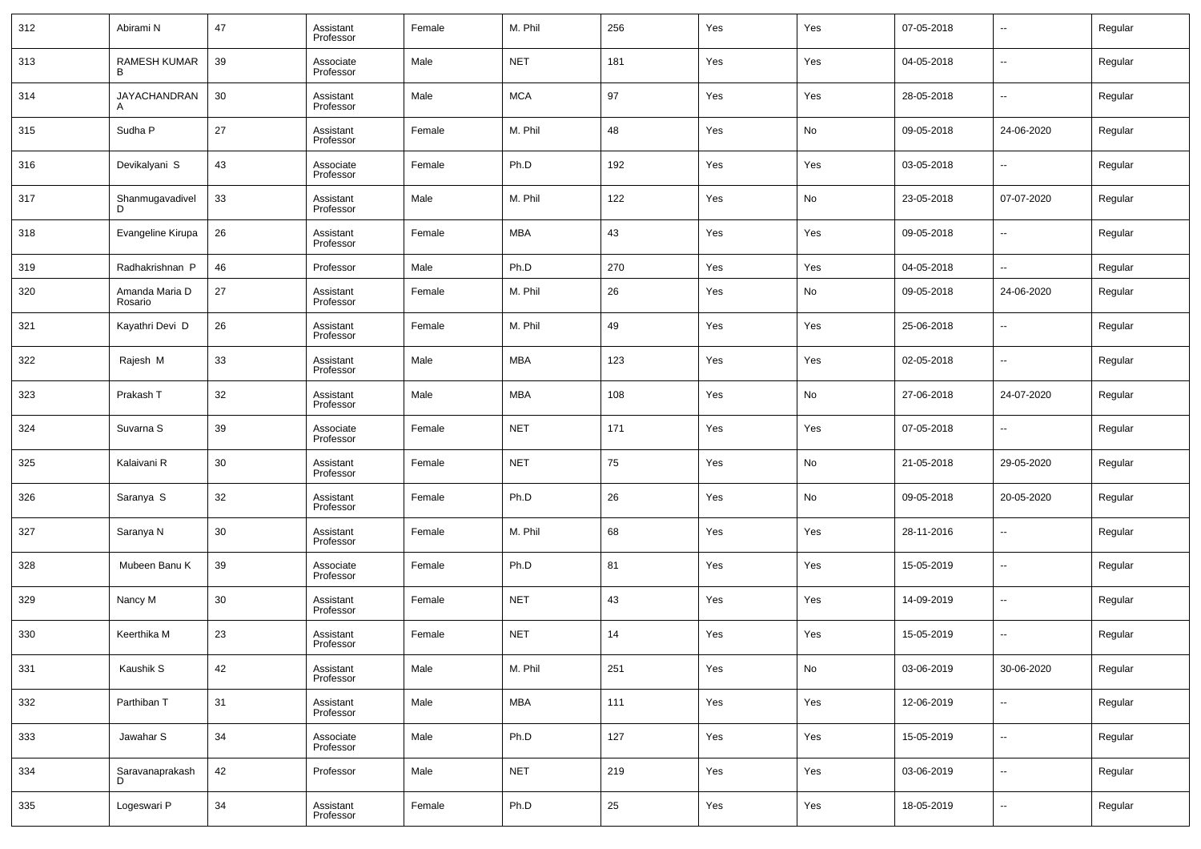| 312 | Abirami N | 47 | Assistant Professor | Female | M. Phil | 256 | Yes | Yes | 07-05-2018 | -- | Regular |
|---|---|---|---|---|---|---|---|---|---|---|---|
| 313 | RAMESH KUMAR B | 39 | Associate Professor | Male | NET | 181 | Yes | Yes | 04-05-2018 | -- | Regular |
| 314 | JAYACHANDRAN A | 30 | Assistant Professor | Male | MCA | 97 | Yes | Yes | 28-05-2018 | -- | Regular |
| 315 | Sudha P | 27 | Assistant Professor | Female | M. Phil | 48 | Yes | No | 09-05-2018 | 24-06-2020 | Regular |
| 316 | Devikalyani S | 43 | Associate Professor | Female | Ph.D | 192 | Yes | Yes | 03-05-2018 | -- | Regular |
| 317 | Shanmugavadivel D | 33 | Assistant Professor | Male | M. Phil | 122 | Yes | No | 23-05-2018 | 07-07-2020 | Regular |
| 318 | Evangeline Kirupa | 26 | Assistant Professor | Female | MBA | 43 | Yes | Yes | 09-05-2018 | -- | Regular |
| 319 | Radhakrishnan P | 46 | Professor | Male | Ph.D | 270 | Yes | Yes | 04-05-2018 | -- | Regular |
| 320 | Amanda Maria D Rosario | 27 | Assistant Professor | Female | M. Phil | 26 | Yes | No | 09-05-2018 | 24-06-2020 | Regular |
| 321 | Kayathri Devi D | 26 | Assistant Professor | Female | M. Phil | 49 | Yes | Yes | 25-06-2018 | -- | Regular |
| 322 | Rajesh M | 33 | Assistant Professor | Male | MBA | 123 | Yes | Yes | 02-05-2018 | -- | Regular |
| 323 | Prakash T | 32 | Assistant Professor | Male | MBA | 108 | Yes | No | 27-06-2018 | 24-07-2020 | Regular |
| 324 | Suvarna S | 39 | Associate Professor | Female | NET | 171 | Yes | Yes | 07-05-2018 | -- | Regular |
| 325 | Kalaivani R | 30 | Assistant Professor | Female | NET | 75 | Yes | No | 21-05-2018 | 29-05-2020 | Regular |
| 326 | Saranya S | 32 | Assistant Professor | Female | Ph.D | 26 | Yes | No | 09-05-2018 | 20-05-2020 | Regular |
| 327 | Saranya N | 30 | Assistant Professor | Female | M. Phil | 68 | Yes | Yes | 28-11-2016 | -- | Regular |
| 328 | Mubeen Banu K | 39 | Associate Professor | Female | Ph.D | 81 | Yes | Yes | 15-05-2019 | -- | Regular |
| 329 | Nancy M | 30 | Assistant Professor | Female | NET | 43 | Yes | Yes | 14-09-2019 | -- | Regular |
| 330 | Keerthika M | 23 | Assistant Professor | Female | NET | 14 | Yes | Yes | 15-05-2019 | -- | Regular |
| 331 | Kaushik S | 42 | Assistant Professor | Male | M. Phil | 251 | Yes | No | 03-06-2019 | 30-06-2020 | Regular |
| 332 | Parthiban T | 31 | Assistant Professor | Male | MBA | 111 | Yes | Yes | 12-06-2019 | -- | Regular |
| 333 | Jawahar S | 34 | Associate Professor | Male | Ph.D | 127 | Yes | Yes | 15-05-2019 | -- | Regular |
| 334 | Saravanaprakash D | 42 | Professor | Male | NET | 219 | Yes | Yes | 03-06-2019 | -- | Regular |
| 335 | Logeswari P | 34 | Assistant Professor | Female | Ph.D | 25 | Yes | Yes | 18-05-2019 | -- | Regular |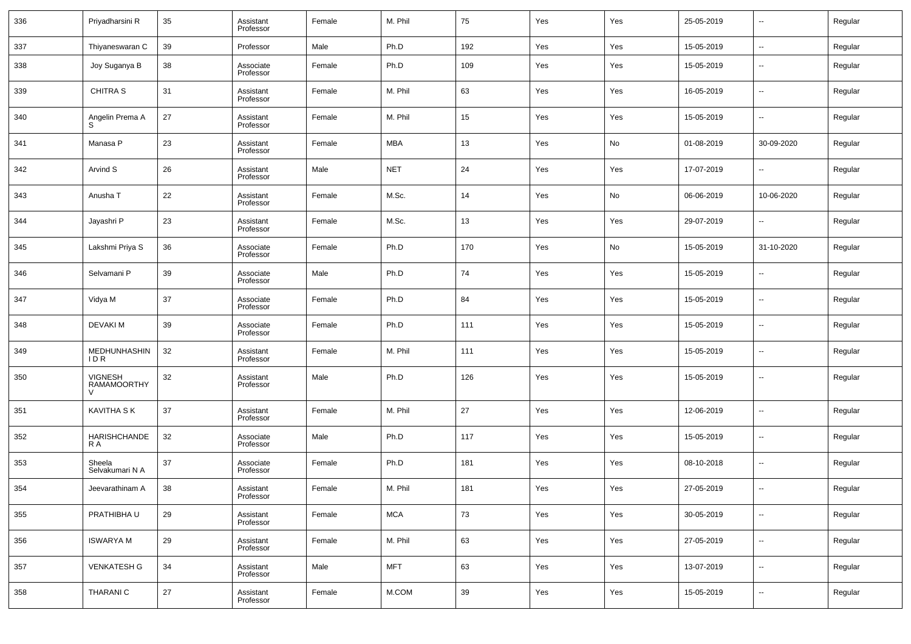| 336 | Priyadharsini R | 35 | Assistant Professor | Female | M. Phil | 75 | Yes | Yes | 25-05-2019 | -- | Regular |
|---|---|---|---|---|---|---|---|---|---|---|---|
| 337 | Thiyaneswaran C | 39 | Professor | Male | Ph.D | 192 | Yes | Yes | 15-05-2019 | -- | Regular |
| 338 | Joy Suganya B | 38 | Associate Professor | Female | Ph.D | 109 | Yes | Yes | 15-05-2019 | -- | Regular |
| 339 | CHITRA S | 31 | Assistant Professor | Female | M. Phil | 63 | Yes | Yes | 16-05-2019 | -- | Regular |
| 340 | Angelin Prema A S | 27 | Assistant Professor | Female | M. Phil | 15 | Yes | Yes | 15-05-2019 | -- | Regular |
| 341 | Manasa P | 23 | Assistant Professor | Female | MBA | 13 | Yes | No | 01-08-2019 | 30-09-2020 | Regular |
| 342 | Arvind S | 26 | Assistant Professor | Male | NET | 24 | Yes | Yes | 17-07-2019 | -- | Regular |
| 343 | Anusha T | 22 | Assistant Professor | Female | M.Sc. | 14 | Yes | No | 06-06-2019 | 10-06-2020 | Regular |
| 344 | Jayashri P | 23 | Assistant Professor | Female | M.Sc. | 13 | Yes | Yes | 29-07-2019 | -- | Regular |
| 345 | Lakshmi Priya S | 36 | Associate Professor | Female | Ph.D | 170 | Yes | No | 15-05-2019 | 31-10-2020 | Regular |
| 346 | Selvamani P | 39 | Associate Professor | Male | Ph.D | 74 | Yes | Yes | 15-05-2019 | -- | Regular |
| 347 | Vidya M | 37 | Associate Professor | Female | Ph.D | 84 | Yes | Yes | 15-05-2019 | -- | Regular |
| 348 | DEVAKI M | 39 | Associate Professor | Female | Ph.D | 111 | Yes | Yes | 15-05-2019 | -- | Regular |
| 349 | MEDHUNHASHINI D R | 32 | Assistant Professor | Female | M. Phil | 111 | Yes | Yes | 15-05-2019 | -- | Regular |
| 350 | VIGNESH RAMAMOORTHY V | 32 | Assistant Professor | Male | Ph.D | 126 | Yes | Yes | 15-05-2019 | -- | Regular |
| 351 | KAVITHA S K | 37 | Assistant Professor | Female | M. Phil | 27 | Yes | Yes | 12-06-2019 | -- | Regular |
| 352 | HARISHCHANDER A | 32 | Associate Professor | Male | Ph.D | 117 | Yes | Yes | 15-05-2019 | -- | Regular |
| 353 | Sheela Selvakumari N A | 37 | Associate Professor | Female | Ph.D | 181 | Yes | Yes | 08-10-2018 | -- | Regular |
| 354 | Jeevarathinam A | 38 | Assistant Professor | Female | M. Phil | 181 | Yes | Yes | 27-05-2019 | -- | Regular |
| 355 | PRATHIBHA U | 29 | Assistant Professor | Female | MCA | 73 | Yes | Yes | 30-05-2019 | -- | Regular |
| 356 | ISWARYA M | 29 | Assistant Professor | Female | M. Phil | 63 | Yes | Yes | 27-05-2019 | -- | Regular |
| 357 | VENKATESH G | 34 | Assistant Professor | Male | MFT | 63 | Yes | Yes | 13-07-2019 | -- | Regular |
| 358 | THARANI C | 27 | Assistant Professor | Female | M.COM | 39 | Yes | Yes | 15-05-2019 | -- | Regular |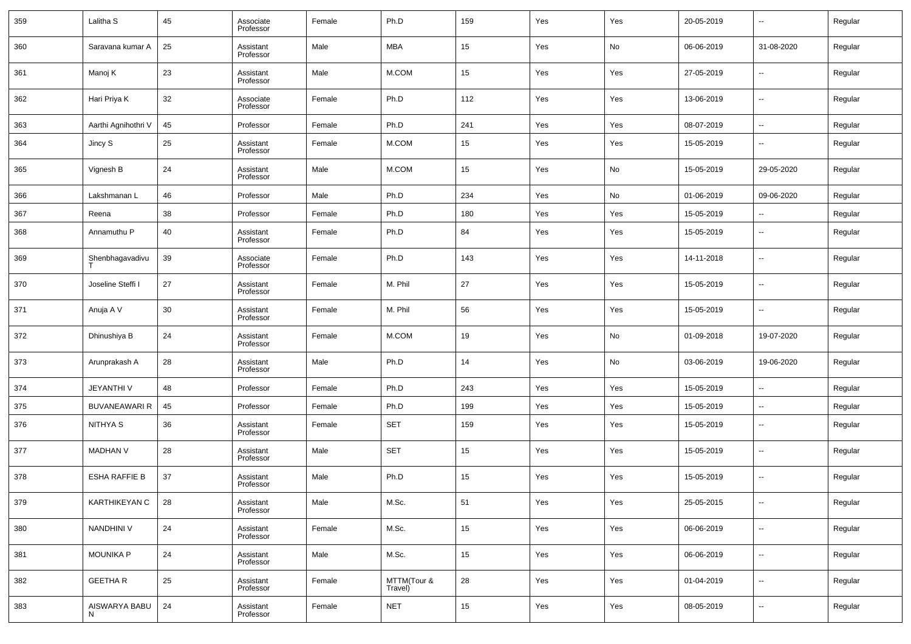| 359 | Lalitha S | 45 | Associate Professor | Female | Ph.D | 159 | Yes | Yes | 20-05-2019 | -- | Regular |
|---|---|---|---|---|---|---|---|---|---|---|---|
| 360 | Saravana kumar A | 25 | Assistant Professor | Male | MBA | 15 | Yes | No | 06-06-2019 | 31-08-2020 | Regular |
| 361 | Manoj K | 23 | Assistant Professor | Male | M.COM | 15 | Yes | Yes | 27-05-2019 | -- | Regular |
| 362 | Hari Priya K | 32 | Associate Professor | Female | Ph.D | 112 | Yes | Yes | 13-06-2019 | -- | Regular |
| 363 | Aarthi Agnihothri V | 45 | Professor | Female | Ph.D | 241 | Yes | Yes | 08-07-2019 | -- | Regular |
| 364 | Jincy S | 25 | Assistant Professor | Female | M.COM | 15 | Yes | Yes | 15-05-2019 | -- | Regular |
| 365 | Vignesh B | 24 | Assistant Professor | Male | M.COM | 15 | Yes | No | 15-05-2019 | 29-05-2020 | Regular |
| 366 | Lakshmanan L | 46 | Professor | Male | Ph.D | 234 | Yes | No | 01-06-2019 | 09-06-2020 | Regular |
| 367 | Reena | 38 | Professor | Female | Ph.D | 180 | Yes | Yes | 15-05-2019 | -- | Regular |
| 368 | Annamuthu P | 40 | Assistant Professor | Female | Ph.D | 84 | Yes | Yes | 15-05-2019 | -- | Regular |
| 369 | Shenbhagavadivu T | 39 | Associate Professor | Female | Ph.D | 143 | Yes | Yes | 14-11-2018 | -- | Regular |
| 370 | Joseline Steffi I | 27 | Assistant Professor | Female | M. Phil | 27 | Yes | Yes | 15-05-2019 | -- | Regular |
| 371 | Anuja A V | 30 | Assistant Professor | Female | M. Phil | 56 | Yes | Yes | 15-05-2019 | -- | Regular |
| 372 | Dhinushiya B | 24 | Assistant Professor | Female | M.COM | 19 | Yes | No | 01-09-2018 | 19-07-2020 | Regular |
| 373 | Arunprakash A | 28 | Assistant Professor | Male | Ph.D | 14 | Yes | No | 03-06-2019 | 19-06-2020 | Regular |
| 374 | JEYANTHI V | 48 | Professor | Female | Ph.D | 243 | Yes | Yes | 15-05-2019 | -- | Regular |
| 375 | BUVANEAWARI R | 45 | Professor | Female | Ph.D | 199 | Yes | Yes | 15-05-2019 | -- | Regular |
| 376 | NITHYA S | 36 | Assistant Professor | Female | SET | 159 | Yes | Yes | 15-05-2019 | -- | Regular |
| 377 | MADHAN V | 28 | Assistant Professor | Male | SET | 15 | Yes | Yes | 15-05-2019 | -- | Regular |
| 378 | ESHA RAFFIE B | 37 | Assistant Professor | Male | Ph.D | 15 | Yes | Yes | 15-05-2019 | -- | Regular |
| 379 | KARTHIKEYAN C | 28 | Assistant Professor | Male | M.Sc. | 51 | Yes | Yes | 25-05-2015 | -- | Regular |
| 380 | NANDHINI V | 24 | Assistant Professor | Female | M.Sc. | 15 | Yes | Yes | 06-06-2019 | -- | Regular |
| 381 | MOUNIKA P | 24 | Assistant Professor | Male | M.Sc. | 15 | Yes | Yes | 06-06-2019 | -- | Regular |
| 382 | GEETHA R | 25 | Assistant Professor | Female | MTTM(Tour & Travel) | 28 | Yes | Yes | 01-04-2019 | -- | Regular |
| 383 | AISWARYA BABU N | 24 | Assistant Professor | Female | NET | 15 | Yes | Yes | 08-05-2019 | -- | Regular |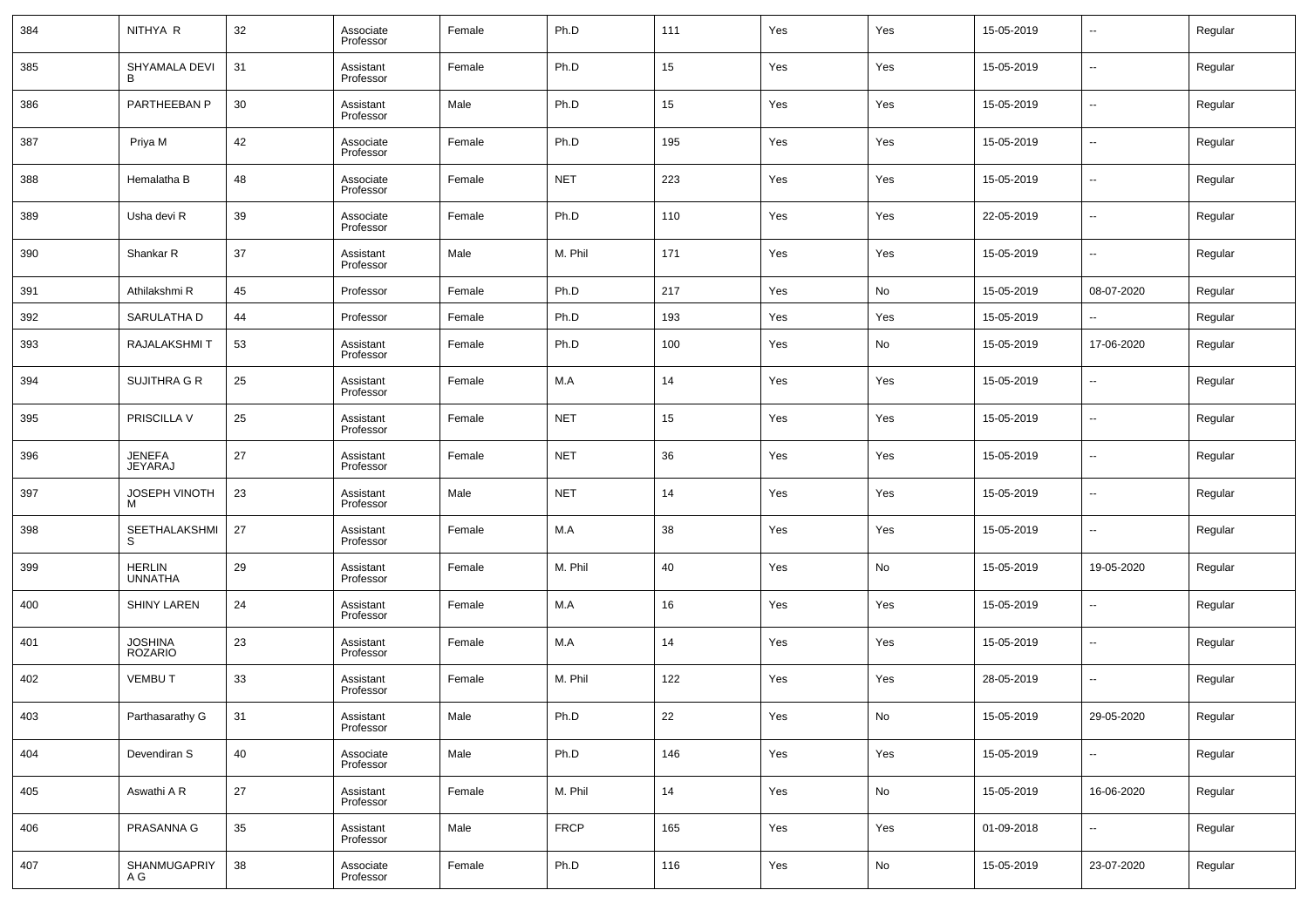| 384 | NITHYA R | 32 | Associate Professor | Female | Ph.D | 111 | Yes | Yes | 15-05-2019 | -- | Regular |
|---|---|---|---|---|---|---|---|---|---|---|---|
| 385 | SHYAMALA DEVI B | 31 | Assistant Professor | Female | Ph.D | 15 | Yes | Yes | 15-05-2019 | -- | Regular |
| 386 | PARTHEEBAN P | 30 | Assistant Professor | Male | Ph.D | 15 | Yes | Yes | 15-05-2019 | -- | Regular |
| 387 | Priya M | 42 | Associate Professor | Female | Ph.D | 195 | Yes | Yes | 15-05-2019 | -- | Regular |
| 388 | Hemalatha B | 48 | Associate Professor | Female | NET | 223 | Yes | Yes | 15-05-2019 | -- | Regular |
| 389 | Usha devi R | 39 | Associate Professor | Female | Ph.D | 110 | Yes | Yes | 22-05-2019 | -- | Regular |
| 390 | Shankar R | 37 | Assistant Professor | Male | M. Phil | 171 | Yes | Yes | 15-05-2019 | -- | Regular |
| 391 | Athilakshmi R | 45 | Professor | Female | Ph.D | 217 | Yes | No | 15-05-2019 | 08-07-2020 | Regular |
| 392 | SARULATHA D | 44 | Professor | Female | Ph.D | 193 | Yes | Yes | 15-05-2019 | -- | Regular |
| 393 | RAJALAKSHMI T | 53 | Assistant Professor | Female | Ph.D | 100 | Yes | No | 15-05-2019 | 17-06-2020 | Regular |
| 394 | SUJITHRA G R | 25 | Assistant Professor | Female | M.A | 14 | Yes | Yes | 15-05-2019 | -- | Regular |
| 395 | PRISCILLA V | 25 | Assistant Professor | Female | NET | 15 | Yes | Yes | 15-05-2019 | -- | Regular |
| 396 | JENEFA JEYARAJ | 27 | Assistant Professor | Female | NET | 36 | Yes | Yes | 15-05-2019 | -- | Regular |
| 397 | JOSEPH VINOTH M | 23 | Assistant Professor | Male | NET | 14 | Yes | Yes | 15-05-2019 | -- | Regular |
| 398 | SEETHALAKSHMI S | 27 | Assistant Professor | Female | M.A | 38 | Yes | Yes | 15-05-2019 | -- | Regular |
| 399 | HERLIN UNNATHA | 29 | Assistant Professor | Female | M. Phil | 40 | Yes | No | 15-05-2019 | 19-05-2020 | Regular |
| 400 | SHINY LAREN | 24 | Assistant Professor | Female | M.A | 16 | Yes | Yes | 15-05-2019 | -- | Regular |
| 401 | JOSHINA ROZARIO | 23 | Assistant Professor | Female | M.A | 14 | Yes | Yes | 15-05-2019 | -- | Regular |
| 402 | VEMBU T | 33 | Assistant Professor | Female | M. Phil | 122 | Yes | Yes | 28-05-2019 | -- | Regular |
| 403 | Parthasarathy G | 31 | Assistant Professor | Male | Ph.D | 22 | Yes | No | 15-05-2019 | 29-05-2020 | Regular |
| 404 | Devendiran S | 40 | Associate Professor | Male | Ph.D | 146 | Yes | Yes | 15-05-2019 | -- | Regular |
| 405 | Aswathi A R | 27 | Assistant Professor | Female | M. Phil | 14 | Yes | No | 15-05-2019 | 16-06-2020 | Regular |
| 406 | PRASANNA G | 35 | Assistant Professor | Male | FRCP | 165 | Yes | Yes | 01-09-2018 | -- | Regular |
| 407 | SHANMUGAPRIYA G | 38 | Associate Professor | Female | Ph.D | 116 | Yes | No | 15-05-2019 | 23-07-2020 | Regular |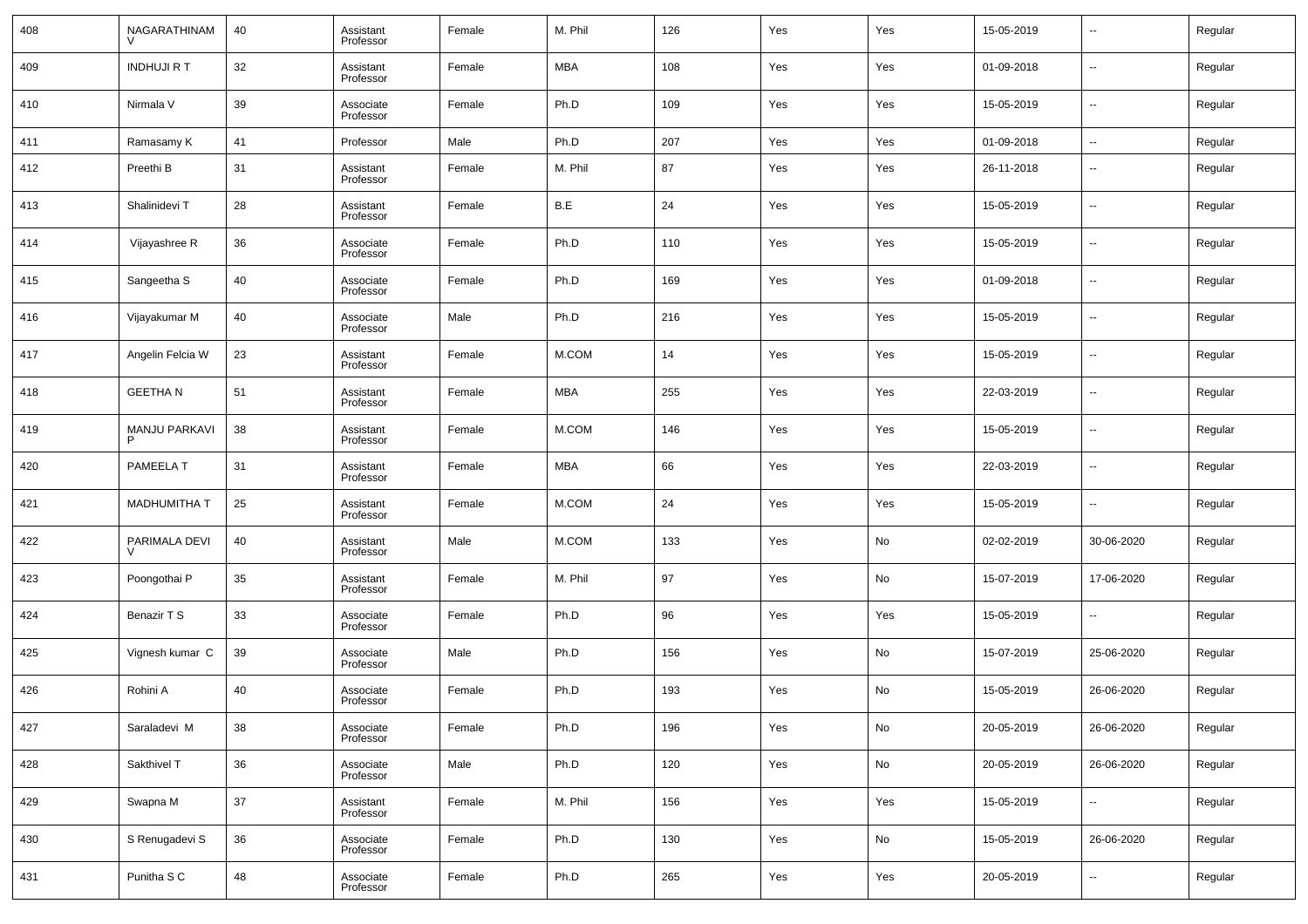| 408 | NAGARATHINAM V | 40 | Assistant Professor | Female | M. Phil | 126 | Yes | Yes | 15-05-2019 | -- | Regular |
|---|---|---|---|---|---|---|---|---|---|---|---|
| 409 | INDHUJI R T | 32 | Assistant Professor | Female | MBA | 108 | Yes | Yes | 01-09-2018 | -- | Regular |
| 410 | Nirmala V | 39 | Associate Professor | Female | Ph.D | 109 | Yes | Yes | 15-05-2019 | -- | Regular |
| 411 | Ramasamy K | 41 | Professor | Male | Ph.D | 207 | Yes | Yes | 01-09-2018 | -- | Regular |
| 412 | Preethi B | 31 | Assistant Professor | Female | M. Phil | 87 | Yes | Yes | 26-11-2018 | -- | Regular |
| 413 | Shalinidevi T | 28 | Assistant Professor | Female | B.E | 24 | Yes | Yes | 15-05-2019 | -- | Regular |
| 414 | Vijayashree R | 36 | Associate Professor | Female | Ph.D | 110 | Yes | Yes | 15-05-2019 | -- | Regular |
| 415 | Sangeetha S | 40 | Associate Professor | Female | Ph.D | 169 | Yes | Yes | 01-09-2018 | -- | Regular |
| 416 | Vijayakumar M | 40 | Associate Professor | Male | Ph.D | 216 | Yes | Yes | 15-05-2019 | -- | Regular |
| 417 | Angelin Felcia W | 23 | Assistant Professor | Female | M.COM | 14 | Yes | Yes | 15-05-2019 | -- | Regular |
| 418 | GEETHA N | 51 | Assistant Professor | Female | MBA | 255 | Yes | Yes | 22-03-2019 | -- | Regular |
| 419 | MANJU PARKAVI P | 38 | Assistant Professor | Female | M.COM | 146 | Yes | Yes | 15-05-2019 | -- | Regular |
| 420 | PAMEELA T | 31 | Assistant Professor | Female | MBA | 66 | Yes | Yes | 22-03-2019 | -- | Regular |
| 421 | MADHUMITHA T | 25 | Assistant Professor | Female | M.COM | 24 | Yes | Yes | 15-05-2019 | -- | Regular |
| 422 | PARIMALA DEVI V | 40 | Assistant Professor | Male | M.COM | 133 | Yes | No | 02-02-2019 | 30-06-2020 | Regular |
| 423 | Poongothai P | 35 | Assistant Professor | Female | M. Phil | 97 | Yes | No | 15-07-2019 | 17-06-2020 | Regular |
| 424 | Benazir T S | 33 | Associate Professor | Female | Ph.D | 96 | Yes | Yes | 15-05-2019 | -- | Regular |
| 425 | Vignesh kumar C | 39 | Associate Professor | Male | Ph.D | 156 | Yes | No | 15-07-2019 | 25-06-2020 | Regular |
| 426 | Rohini A | 40 | Associate Professor | Female | Ph.D | 193 | Yes | No | 15-05-2019 | 26-06-2020 | Regular |
| 427 | Saraladevi M | 38 | Associate Professor | Female | Ph.D | 196 | Yes | No | 20-05-2019 | 26-06-2020 | Regular |
| 428 | Sakthivel T | 36 | Associate Professor | Male | Ph.D | 120 | Yes | No | 20-05-2019 | 26-06-2020 | Regular |
| 429 | Swapna M | 37 | Assistant Professor | Female | M. Phil | 156 | Yes | Yes | 15-05-2019 | -- | Regular |
| 430 | S Renugadevi S | 36 | Associate Professor | Female | Ph.D | 130 | Yes | No | 15-05-2019 | 26-06-2020 | Regular |
| 431 | Punitha S C | 48 | Associate Professor | Female | Ph.D | 265 | Yes | Yes | 20-05-2019 | -- | Regular |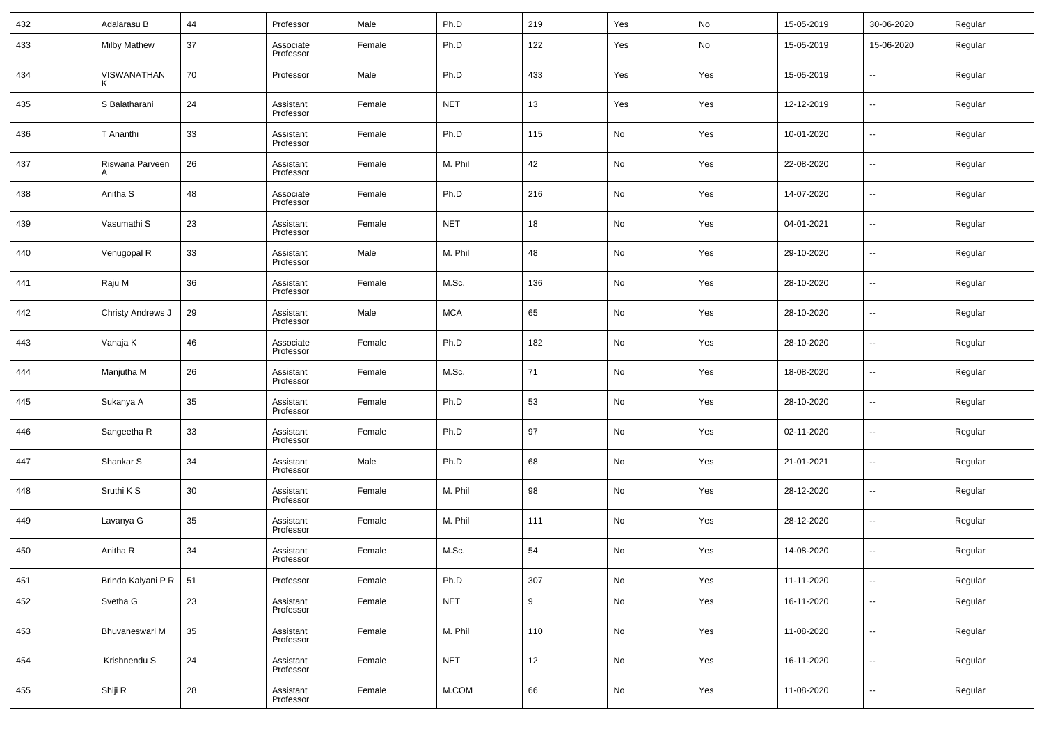| 432 | Adalarasu B | 44 | Professor | Male | Ph.D | 219 | Yes | No | 15-05-2019 | 30-06-2020 | Regular |
|---|---|---|---|---|---|---|---|---|---|---|---|
| 433 | Milby Mathew | 37 | Associate Professor | Female | Ph.D | 122 | Yes | No | 15-05-2019 | 15-06-2020 | Regular |
| 434 | VISWANATHAN K | 70 | Professor | Male | Ph.D | 433 | Yes | Yes | 15-05-2019 | -- | Regular |
| 435 | S Balatharani | 24 | Assistant Professor | Female | NET | 13 | Yes | Yes | 12-12-2019 | -- | Regular |
| 436 | T Ananthi | 33 | Assistant Professor | Female | Ph.D | 115 | No | Yes | 10-01-2020 | -- | Regular |
| 437 | Riswana Parveen A | 26 | Assistant Professor | Female | M. Phil | 42 | No | Yes | 22-08-2020 | -- | Regular |
| 438 | Anitha S | 48 | Associate Professor | Female | Ph.D | 216 | No | Yes | 14-07-2020 | -- | Regular |
| 439 | Vasumathi S | 23 | Assistant Professor | Female | NET | 18 | No | Yes | 04-01-2021 | -- | Regular |
| 440 | Venugopal R | 33 | Assistant Professor | Male | M. Phil | 48 | No | Yes | 29-10-2020 | -- | Regular |
| 441 | Raju M | 36 | Assistant Professor | Female | M.Sc. | 136 | No | Yes | 28-10-2020 | -- | Regular |
| 442 | Christy Andrews J | 29 | Assistant Professor | Male | MCA | 65 | No | Yes | 28-10-2020 | -- | Regular |
| 443 | Vanaja K | 46 | Associate Professor | Female | Ph.D | 182 | No | Yes | 28-10-2020 | -- | Regular |
| 444 | Manjutha M | 26 | Assistant Professor | Female | M.Sc. | 71 | No | Yes | 18-08-2020 | -- | Regular |
| 445 | Sukanya A | 35 | Assistant Professor | Female | Ph.D | 53 | No | Yes | 28-10-2020 | -- | Regular |
| 446 | Sangeetha R | 33 | Assistant Professor | Female | Ph.D | 97 | No | Yes | 02-11-2020 | -- | Regular |
| 447 | Shankar S | 34 | Assistant Professor | Male | Ph.D | 68 | No | Yes | 21-01-2021 | -- | Regular |
| 448 | Sruthi K S | 30 | Assistant Professor | Female | M. Phil | 98 | No | Yes | 28-12-2020 | -- | Regular |
| 449 | Lavanya G | 35 | Assistant Professor | Female | M. Phil | 111 | No | Yes | 28-12-2020 | -- | Regular |
| 450 | Anitha R | 34 | Assistant Professor | Female | M.Sc. | 54 | No | Yes | 14-08-2020 | -- | Regular |
| 451 | Brinda Kalyani P R | 51 | Professor | Female | Ph.D | 307 | No | Yes | 11-11-2020 | -- | Regular |
| 452 | Svetha G | 23 | Assistant Professor | Female | NET | 9 | No | Yes | 16-11-2020 | -- | Regular |
| 453 | Bhuvaneswari M | 35 | Assistant Professor | Female | M. Phil | 110 | No | Yes | 11-08-2020 | -- | Regular |
| 454 | Krishnendu S | 24 | Assistant Professor | Female | NET | 12 | No | Yes | 16-11-2020 | -- | Regular |
| 455 | Shiji R | 28 | Assistant Professor | Female | M.COM | 66 | No | Yes | 11-08-2020 | -- | Regular |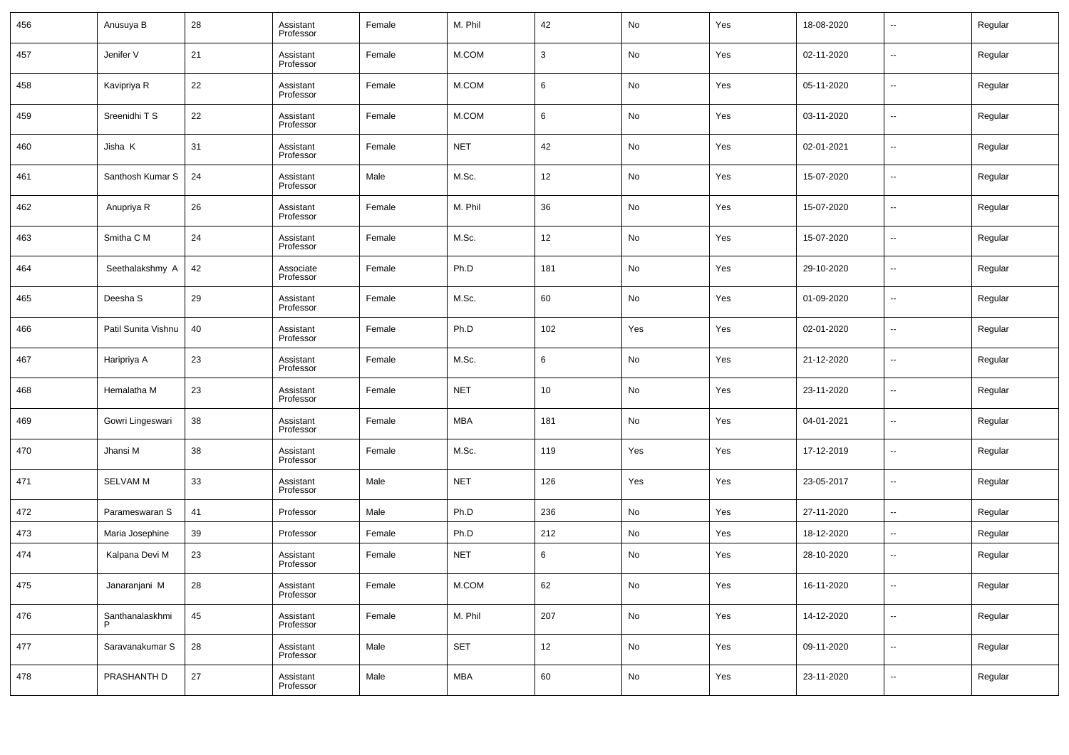| | | | | | | | | | | | |
|---|---|---|---|---|---|---|---|---|---|---|---|
| 456 | Anusuya B | 28 | Assistant Professor | Female | M. Phil | 42 | No | Yes | 18-08-2020 | -- | Regular |
| 457 | Jenifer V | 21 | Assistant Professor | Female | M.COM | 3 | No | Yes | 02-11-2020 | -- | Regular |
| 458 | Kavipriya R | 22 | Assistant Professor | Female | M.COM | 6 | No | Yes | 05-11-2020 | -- | Regular |
| 459 | Sreenidhi T S | 22 | Assistant Professor | Female | M.COM | 6 | No | Yes | 03-11-2020 | -- | Regular |
| 460 | Jisha K | 31 | Assistant Professor | Female | NET | 42 | No | Yes | 02-01-2021 | -- | Regular |
| 461 | Santhosh Kumar S | 24 | Assistant Professor | Male | M.Sc. | 12 | No | Yes | 15-07-2020 | -- | Regular |
| 462 | Anupriya R | 26 | Assistant Professor | Female | M. Phil | 36 | No | Yes | 15-07-2020 | -- | Regular |
| 463 | Smitha C M | 24 | Assistant Professor | Female | M.Sc. | 12 | No | Yes | 15-07-2020 | -- | Regular |
| 464 | Seethalakshmy A | 42 | Associate Professor | Female | Ph.D | 181 | No | Yes | 29-10-2020 | -- | Regular |
| 465 | Deesha S | 29 | Assistant Professor | Female | M.Sc. | 60 | No | Yes | 01-09-2020 | -- | Regular |
| 466 | Patil Sunita Vishnu | 40 | Assistant Professor | Female | Ph.D | 102 | Yes | Yes | 02-01-2020 | -- | Regular |
| 467 | Haripriya A | 23 | Assistant Professor | Female | M.Sc. | 6 | No | Yes | 21-12-2020 | -- | Regular |
| 468 | Hemalatha M | 23 | Assistant Professor | Female | NET | 10 | No | Yes | 23-11-2020 | -- | Regular |
| 469 | Gowri Lingeswari | 38 | Assistant Professor | Female | MBA | 181 | No | Yes | 04-01-2021 | -- | Regular |
| 470 | Jhansi M | 38 | Assistant Professor | Female | M.Sc. | 119 | Yes | Yes | 17-12-2019 | -- | Regular |
| 471 | SELVAM M | 33 | Assistant Professor | Male | NET | 126 | Yes | Yes | 23-05-2017 | -- | Regular |
| 472 | Parameswaran S | 41 | Professor | Male | Ph.D | 236 | No | Yes | 27-11-2020 | -- | Regular |
| 473 | Maria Josephine | 39 | Professor | Female | Ph.D | 212 | No | Yes | 18-12-2020 | -- | Regular |
| 474 | Kalpana Devi M | 23 | Assistant Professor | Female | NET | 6 | No | Yes | 28-10-2020 | -- | Regular |
| 475 | Janaranjani M | 28 | Assistant Professor | Female | M.COM | 62 | No | Yes | 16-11-2020 | -- | Regular |
| 476 | Santhanalaskhmi P | 45 | Assistant Professor | Female | M. Phil | 207 | No | Yes | 14-12-2020 | -- | Regular |
| 477 | Saravanakumar S | 28 | Assistant Professor | Male | SET | 12 | No | Yes | 09-11-2020 | -- | Regular |
| 478 | PRASHANTH D | 27 | Assistant Professor | Male | MBA | 60 | No | Yes | 23-11-2020 | -- | Regular |